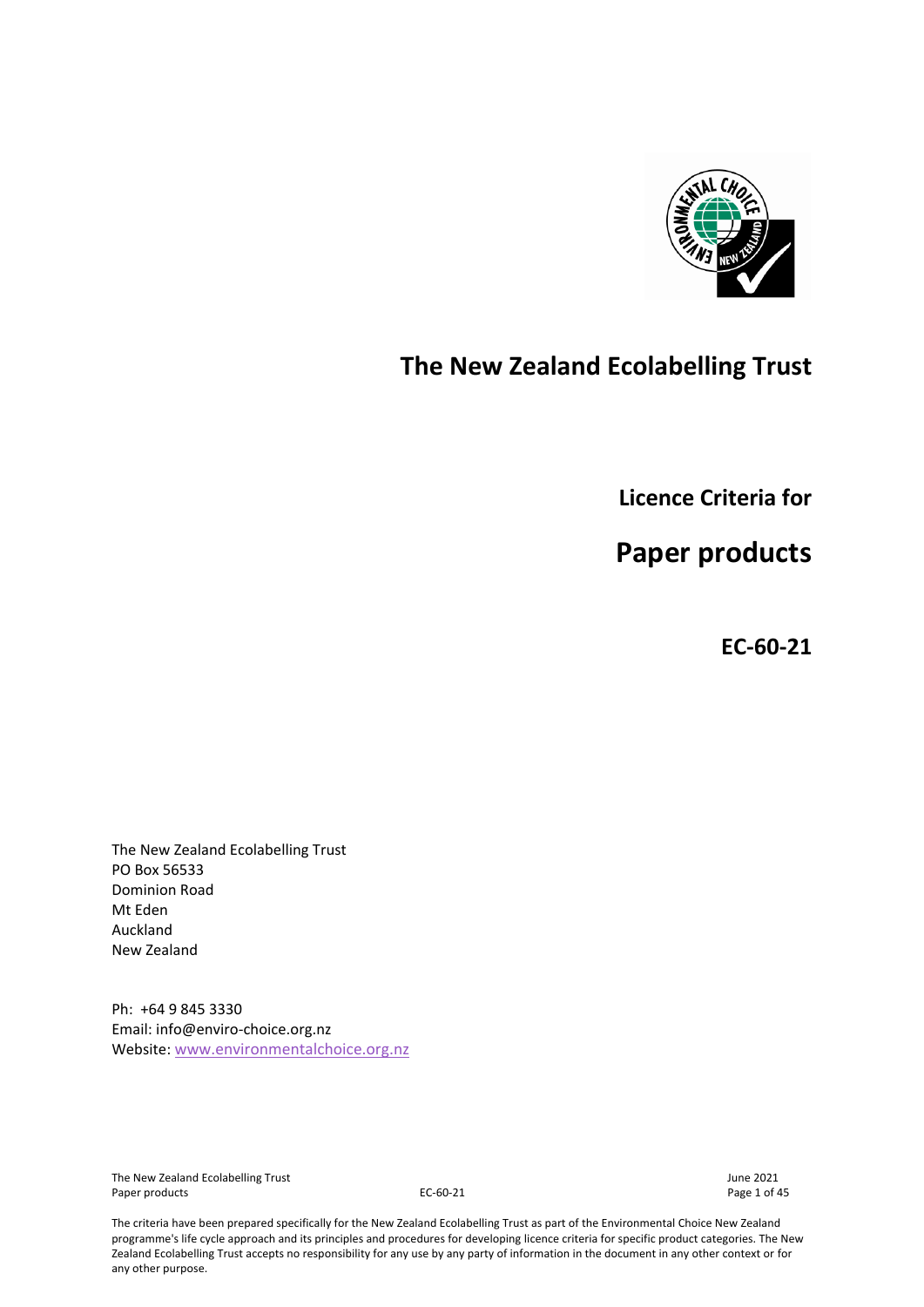# The New Zealand Ecolabelling Trust

## Licence Criteria for

# Paper products

## EC-60-21

The New Zealand Ecolabelling Trust
PO Box 56533
Dominion Road
Mt Eden
Auckland
New Zealand

Ph: +64 9 845 3330
Email: info@enviro-choice.org.nz
Website: www.environmentalchoice.org.nz

The criteria have been prepared specifically for the New Zealand Ecolabelling Trust as part of the Environmental Choice New Zealand programme's life cycle approach and its principles and procedures for developing licence criteria for specific product categories. The New Zealand Ecolabelling Trust accepts no responsibility for any use by any party of information in the document in any other context or for any other purpose.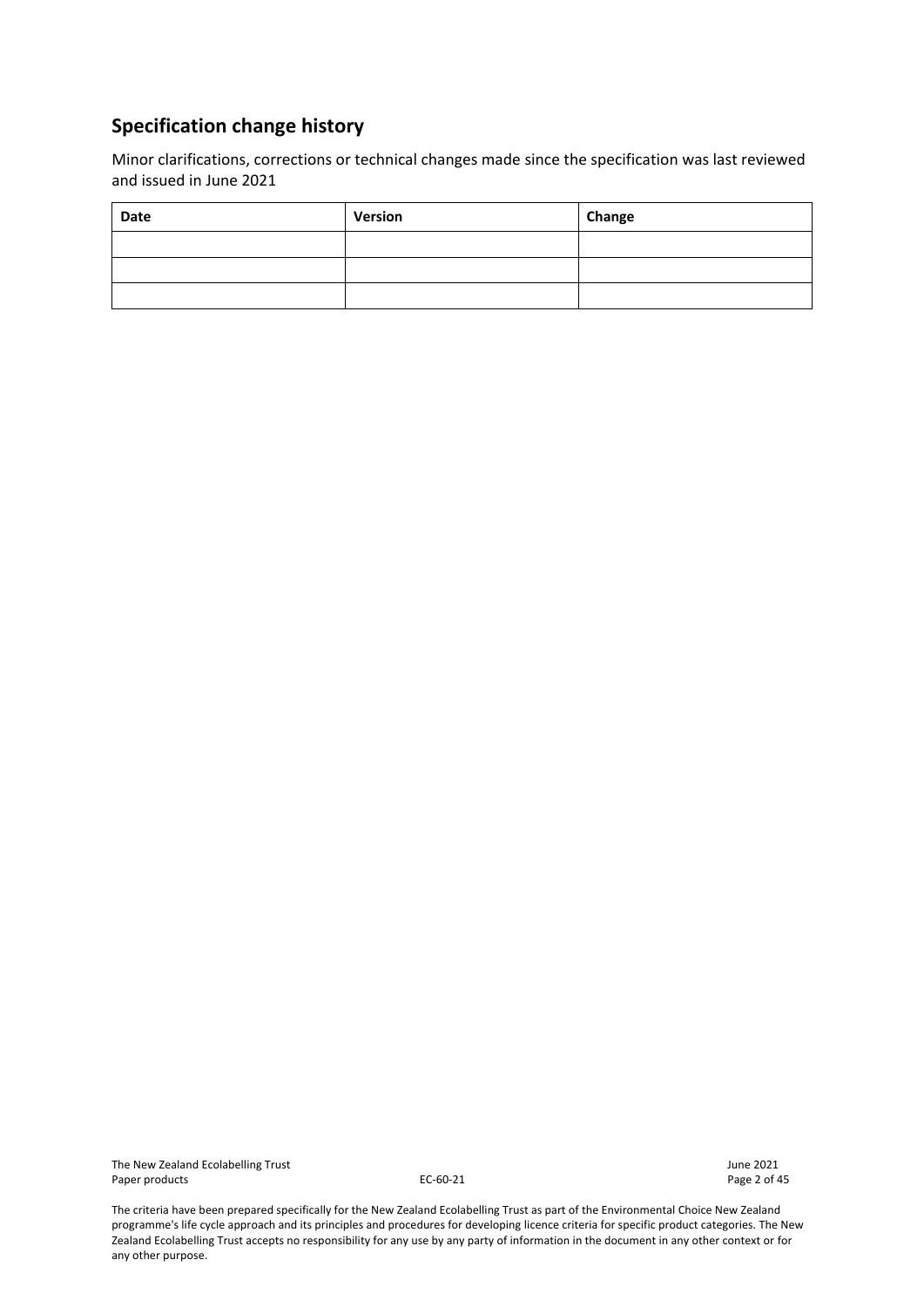## Specification change history

Minor clarifications, corrections or technical changes made since the specification was last reviewed and issued in June 2021

| Date | Version | Change |
| --- | --- | --- |
| | | |
| | | |
| | | |

The criteria have been prepared specifically for the New Zealand Ecolabelling Trust as part of the Environmental Choice New Zealand programme's life cycle approach and its principles and procedures for developing licence criteria for specific product categories. The New Zealand Ecolabelling Trust accepts no responsibility for any use by any party of information in the document in any other context or for any other purpose.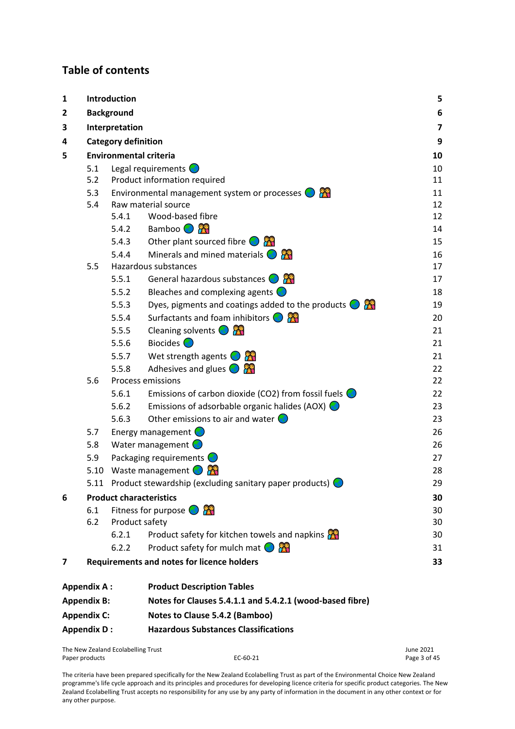## Table of contents

| | | | Page |
|---|---|---|---|
| **1** | **Introduction** | | **5** |
| **2** | **Background** | | **6** |
| **3** | **Interpretation** | | **7** |
| **4** | **Category definition** | | **9** |
| **5** | **Environmental criteria** | | **10** |
| | 5.1 | Legal requirements 🌏 | 10 |
| | 5.2 | Product information required | 11 |
| | 5.3 | Environmental management system or processes 🌏 👫 | 11 |
| | 5.4 | Raw material source | 12 |
| | | 5.4.1 Wood-based fibre | 12 |
| | | 5.4.2 Bamboo 🌏 👫 | 14 |
| | | 5.4.3 Other plant sourced fibre 🌏 👫 | 15 |
| | | 5.4.4 Minerals and mined materials 🌏 👫 | 16 |
| | 5.5 | Hazardous substances | 17 |
| | | 5.5.1 General hazardous substances 🌏 👫 | 17 |
| | | 5.5.2 Bleaches and complexing agents 🌏 | 18 |
| | | 5.5.3 Dyes, pigments and coatings added to the products 🌏 👫 | 19 |
| | | 5.5.4 Surfactants and foam inhibitors 🌏 👫 | 20 |
| | | 5.5.5 Cleaning solvents 🌏 👫 | 21 |
| | | 5.5.6 Biocides 🌏 | 21 |
| | | 5.5.7 Wet strength agents 🌏 👫 | 21 |
| | | 5.5.8 Adhesives and glues 🌏 👫 | 22 |
| | 5.6 | Process emissions | 22 |
| | | 5.6.1 Emissions of carbon dioxide ($CO_2$) from fossil fuels 🌏 | 22 |
| | | 5.6.2 Emissions of adsorbable organic halides (AOX) 🌏 | 23 |
| | | 5.6.3 Other emissions to air and water 🌏 | 23 |
| | 5.7 | Energy management 🌏 | 26 |
| | 5.8 | Water management 🌏 | 26 |
| | 5.9 | Packaging requirements 🌏 | 27 |
| | 5.10 | Waste management 🌏 👫 | 28 |
| | 5.11 | Product stewardship (excluding sanitary paper products) 🌏 | 29 |
| **6** | **Product characteristics** | | **30** |
| | 6.1 | Fitness for purpose 🌏 👫 | 30 |
| | 6.2 | Product safety | 30 |
| | | 6.2.1 Product safety for kitchen towels and napkins 👫 | 30 |
| | | 6.2.2 Product safety for mulch mat 🌏 👫 | 31 |
| **7** | **Requirements and notes for licence holders** | | **33** |

**Appendix A :** **Product Description Tables**

**Appendix B:** **Notes for Clauses 5.4.1.1 and 5.4.2.1 (wood-based fibre)**

**Appendix C:** **Notes to Clause 5.4.2 (Bamboo)**

**Appendix D :** **Hazardous Substances Classifications**

The criteria have been prepared specifically for the New Zealand Ecolabelling Trust as part of the Environmental Choice New Zealand programme's life cycle approach and its principles and procedures for developing licence criteria for specific product categories. The New Zealand Ecolabelling Trust accepts no responsibility for any use by any party of information in the document in any other context or for any other purpose.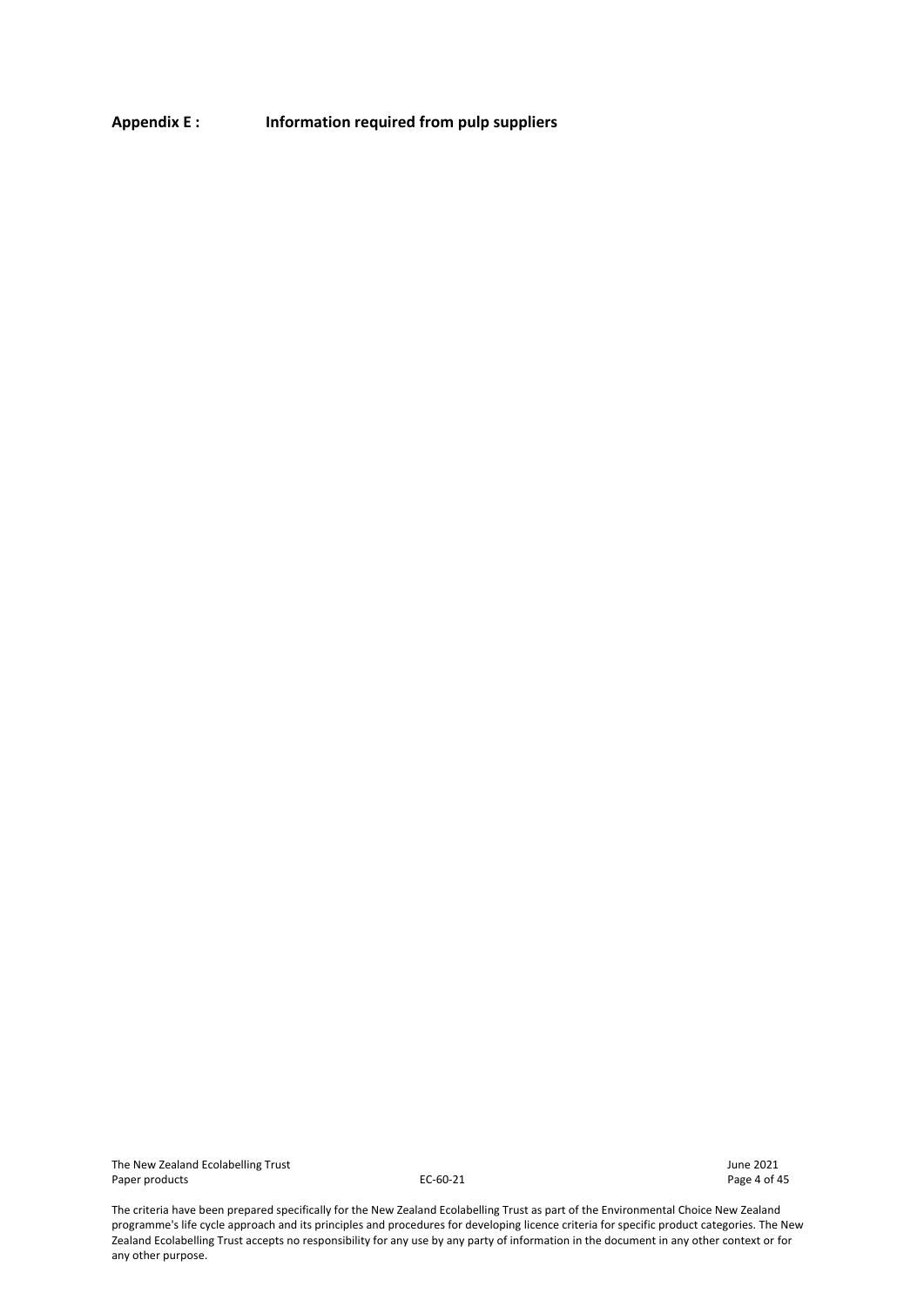**Appendix E : Information required from pulp suppliers**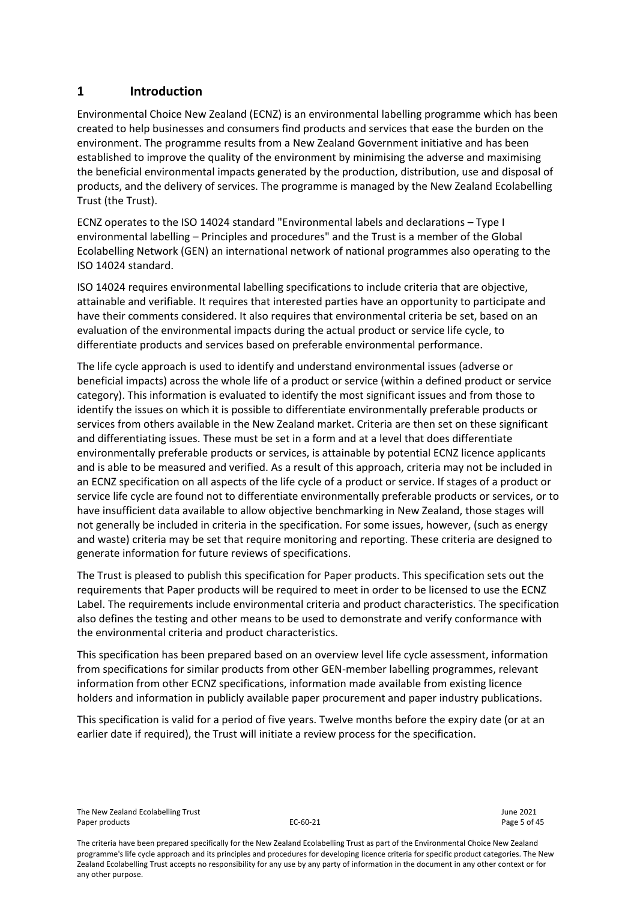# 1 Introduction

Environmental Choice New Zealand (ECNZ) is an environmental labelling programme which has been created to help businesses and consumers find products and services that ease the burden on the environment. The programme results from a New Zealand Government initiative and has been established to improve the quality of the environment by minimising the adverse and maximising the beneficial environmental impacts generated by the production, distribution, use and disposal of products, and the delivery of services. The programme is managed by the New Zealand Ecolabelling Trust (the Trust).

ECNZ operates to the ISO 14024 standard "Environmental labels and declarations – Type I environmental labelling – Principles and procedures" and the Trust is a member of the Global Ecolabelling Network (GEN) an international network of national programmes also operating to the ISO 14024 standard.

ISO 14024 requires environmental labelling specifications to include criteria that are objective, attainable and verifiable. It requires that interested parties have an opportunity to participate and have their comments considered. It also requires that environmental criteria be set, based on an evaluation of the environmental impacts during the actual product or service life cycle, to differentiate products and services based on preferable environmental performance.

The life cycle approach is used to identify and understand environmental issues (adverse or beneficial impacts) across the whole life of a product or service (within a defined product or service category). This information is evaluated to identify the most significant issues and from those to identify the issues on which it is possible to differentiate environmentally preferable products or services from others available in the New Zealand market. Criteria are then set on these significant and differentiating issues. These must be set in a form and at a level that does differentiate environmentally preferable products or services, is attainable by potential ECNZ licence applicants and is able to be measured and verified. As a result of this approach, criteria may not be included in an ECNZ specification on all aspects of the life cycle of a product or service. If stages of a product or service life cycle are found not to differentiate environmentally preferable products or services, or to have insufficient data available to allow objective benchmarking in New Zealand, those stages will not generally be included in criteria in the specification. For some issues, however, (such as energy and waste) criteria may be set that require monitoring and reporting. These criteria are designed to generate information for future reviews of specifications.

The Trust is pleased to publish this specification for Paper products. This specification sets out the requirements that Paper products will be required to meet in order to be licensed to use the ECNZ Label. The requirements include environmental criteria and product characteristics. The specification also defines the testing and other means to be used to demonstrate and verify conformance with the environmental criteria and product characteristics.

This specification has been prepared based on an overview level life cycle assessment, information from specifications for similar products from other GEN-member labelling programmes, relevant information from other ECNZ specifications, information made available from existing licence holders and information in publicly available paper procurement and paper industry publications.

This specification is valid for a period of five years. Twelve months before the expiry date (or at an earlier date if required), the Trust will initiate a review process for the specification.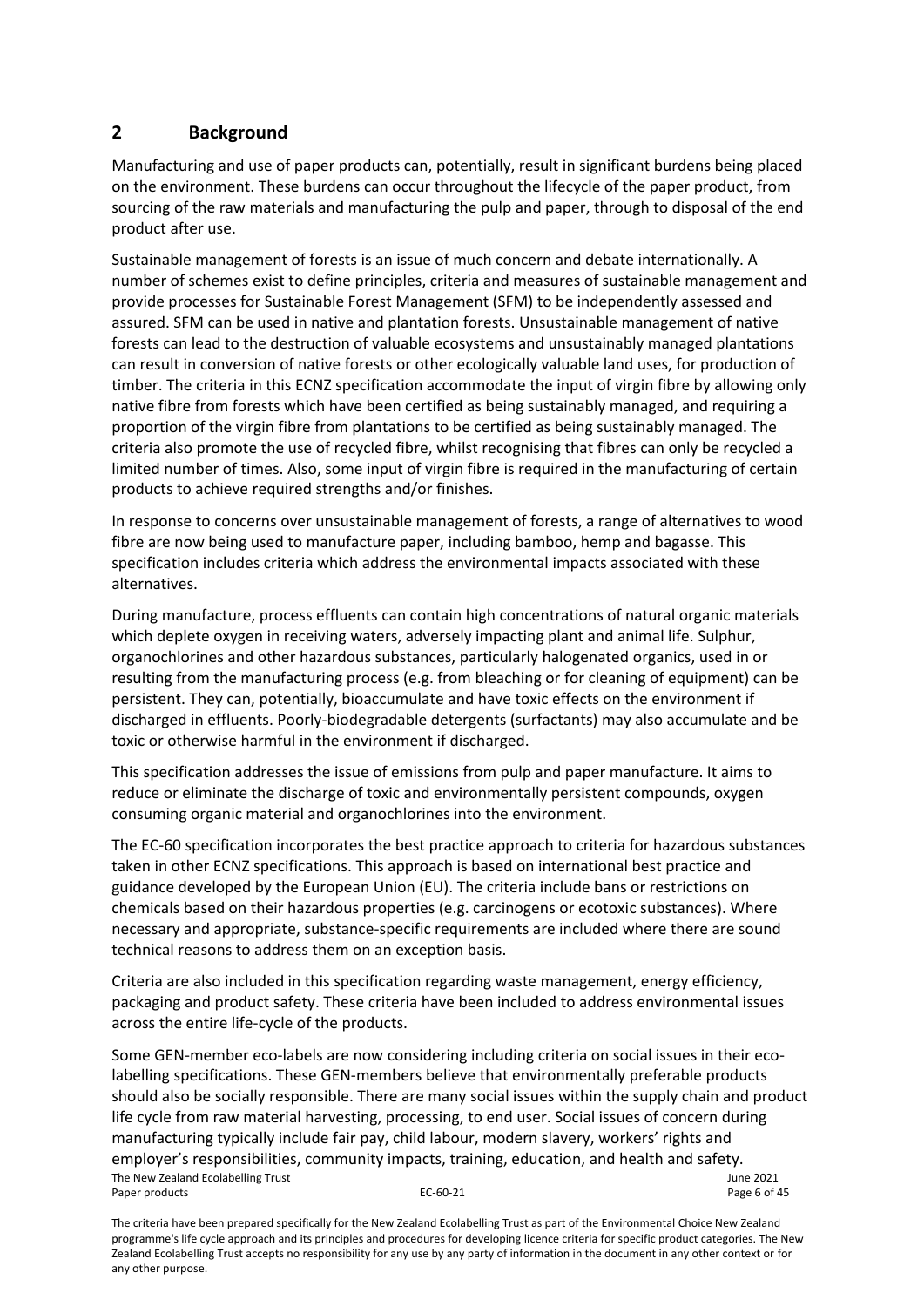## 2 Background

Manufacturing and use of paper products can, potentially, result in significant burdens being placed on the environment. These burdens can occur throughout the lifecycle of the paper product, from sourcing of the raw materials and manufacturing the pulp and paper, through to disposal of the end product after use.

Sustainable management of forests is an issue of much concern and debate internationally. A number of schemes exist to define principles, criteria and measures of sustainable management and provide processes for Sustainable Forest Management (SFM) to be independently assessed and assured. SFM can be used in native and plantation forests. Unsustainable management of native forests can lead to the destruction of valuable ecosystems and unsustainably managed plantations can result in conversion of native forests or other ecologically valuable land uses, for production of timber. The criteria in this ECNZ specification accommodate the input of virgin fibre by allowing only native fibre from forests which have been certified as being sustainably managed, and requiring a proportion of the virgin fibre from plantations to be certified as being sustainably managed. The criteria also promote the use of recycled fibre, whilst recognising that fibres can only be recycled a limited number of times. Also, some input of virgin fibre is required in the manufacturing of certain products to achieve required strengths and/or finishes.

In response to concerns over unsustainable management of forests, a range of alternatives to wood fibre are now being used to manufacture paper, including bamboo, hemp and bagasse. This specification includes criteria which address the environmental impacts associated with these alternatives.

During manufacture, process effluents can contain high concentrations of natural organic materials which deplete oxygen in receiving waters, adversely impacting plant and animal life. Sulphur, organochlorines and other hazardous substances, particularly halogenated organics, used in or resulting from the manufacturing process (e.g. from bleaching or for cleaning of equipment) can be persistent. They can, potentially, bioaccumulate and have toxic effects on the environment if discharged in effluents. Poorly-biodegradable detergents (surfactants) may also accumulate and be toxic or otherwise harmful in the environment if discharged.

This specification addresses the issue of emissions from pulp and paper manufacture. It aims to reduce or eliminate the discharge of toxic and environmentally persistent compounds, oxygen consuming organic material and organochlorines into the environment.

The EC-60 specification incorporates the best practice approach to criteria for hazardous substances taken in other ECNZ specifications. This approach is based on international best practice and guidance developed by the European Union (EU). The criteria include bans or restrictions on chemicals based on their hazardous properties (e.g. carcinogens or ecotoxic substances). Where necessary and appropriate, substance-specific requirements are included where there are sound technical reasons to address them on an exception basis.

Criteria are also included in this specification regarding waste management, energy efficiency, packaging and product safety. These criteria have been included to address environmental issues across the entire life-cycle of the products.

Some GEN-member eco-labels are now considering including criteria on social issues in their eco-labelling specifications. These GEN-members believe that environmentally preferable products should also be socially responsible. There are many social issues within the supply chain and product life cycle from raw material harvesting, processing, to end user. Social issues of concern during manufacturing typically include fair pay, child labour, modern slavery, workers' rights and employer's responsibilities, community impacts, training, education, and health and safety.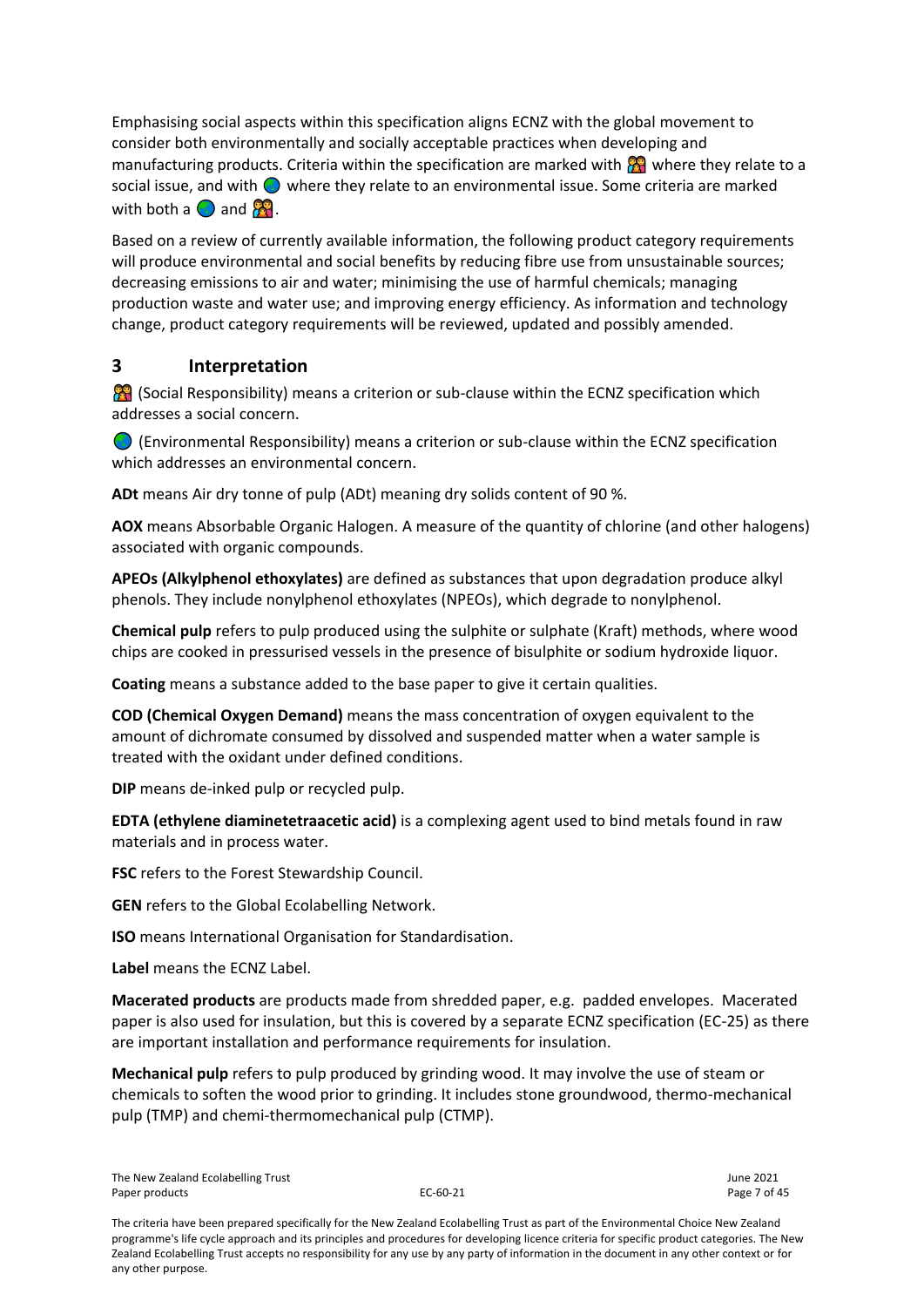Emphasising social aspects within this specification aligns ECNZ with the global movement to consider both environmentally and socially acceptable practices when developing and manufacturing products. Criteria within the specification are marked with 👫 where they relate to a social issue, and with 🌏 where they relate to an environmental issue. Some criteria are marked with both a 🌏 and 👫.

Based on a review of currently available information, the following product category requirements will produce environmental and social benefits by reducing fibre use from unsustainable sources; decreasing emissions to air and water; minimising the use of harmful chemicals; managing production waste and water use; and improving energy efficiency. As information and technology change, product category requirements will be reviewed, updated and possibly amended.

## 3 Interpretation

👫 (Social Responsibility) means a criterion or sub-clause within the ECNZ specification which addresses a social concern.

🌏 (Environmental Responsibility) means a criterion or sub-clause within the ECNZ specification which addresses an environmental concern.

**ADt** means Air dry tonne of pulp (ADt) meaning dry solids content of 90 %.

**AOX** means Absorbable Organic Halogen. A measure of the quantity of chlorine (and other halogens) associated with organic compounds.

**APEOs (Alkylphenol ethoxylates)** are defined as substances that upon degradation produce alkyl phenols. They include nonylphenol ethoxylates (NPEOs), which degrade to nonylphenol.

**Chemical pulp** refers to pulp produced using the sulphite or sulphate (Kraft) methods, where wood chips are cooked in pressurised vessels in the presence of bisulphite or sodium hydroxide liquor.

**Coating** means a substance added to the base paper to give it certain qualities.

**COD (Chemical Oxygen Demand)** means the mass concentration of oxygen equivalent to the amount of dichromate consumed by dissolved and suspended matter when a water sample is treated with the oxidant under defined conditions.

**DIP** means de-inked pulp or recycled pulp.

**EDTA (ethylene diaminetetraacetic acid)** is a complexing agent used to bind metals found in raw materials and in process water.

**FSC** refers to the Forest Stewardship Council.

**GEN** refers to the Global Ecolabelling Network.

**ISO** means International Organisation for Standardisation.

**Label** means the ECNZ Label.

**Macerated products** are products made from shredded paper, e.g. padded envelopes. Macerated paper is also used for insulation, but this is covered by a separate ECNZ specification (EC-25) as there are important installation and performance requirements for insulation.

**Mechanical pulp** refers to pulp produced by grinding wood. It may involve the use of steam or chemicals to soften the wood prior to grinding. It includes stone groundwood, thermo-mechanical pulp (TMP) and chemi-thermomechanical pulp (CTMP).

The criteria have been prepared specifically for the New Zealand Ecolabelling Trust as part of the Environmental Choice New Zealand programme's life cycle approach and its principles and procedures for developing licence criteria for specific product categories. The New Zealand Ecolabelling Trust accepts no responsibility for any use by any party of information in the document in any other context or for any other purpose.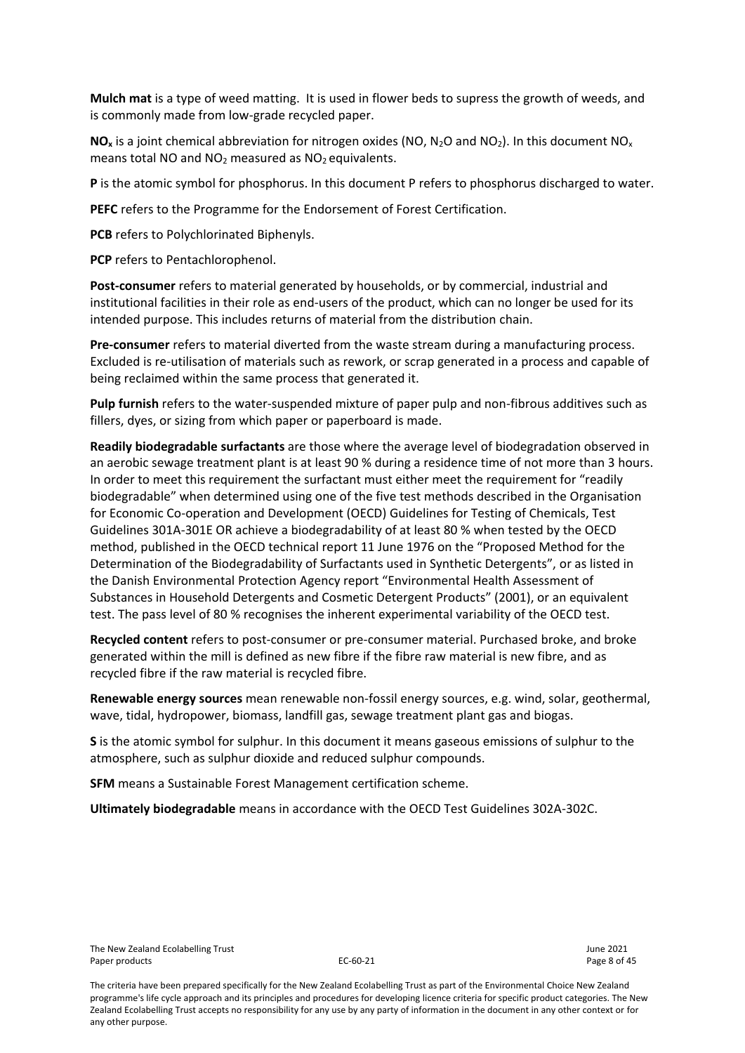**Mulch mat** is a type of weed matting. It is used in flower beds to supress the growth of weeds, and is commonly made from low-grade recycled paper.

**$NO_x$** is a joint chemical abbreviation for nitrogen oxides (NO, $N_2O$ and $NO_2$). In this document $NO_x$ means total NO and $NO_2$ measured as $NO_2$ equivalents.

**P** is the atomic symbol for phosphorus. In this document P refers to phosphorus discharged to water.

**PEFC** refers to the Programme for the Endorsement of Forest Certification.

**PCB** refers to Polychlorinated Biphenyls.

**PCP** refers to Pentachlorophenol.

**Post-consumer** refers to material generated by households, or by commercial, industrial and institutional facilities in their role as end-users of the product, which can no longer be used for its intended purpose. This includes returns of material from the distribution chain.

**Pre-consumer** refers to material diverted from the waste stream during a manufacturing process. Excluded is re-utilisation of materials such as rework, or scrap generated in a process and capable of being reclaimed within the same process that generated it.

**Pulp furnish** refers to the water-suspended mixture of paper pulp and non-fibrous additives such as fillers, dyes, or sizing from which paper or paperboard is made.

**Readily biodegradable surfactants** are those where the average level of biodegradation observed in an aerobic sewage treatment plant is at least 90 % during a residence time of not more than 3 hours. In order to meet this requirement the surfactant must either meet the requirement for "readily biodegradable" when determined using one of the five test methods described in the Organisation for Economic Co-operation and Development (OECD) Guidelines for Testing of Chemicals, Test Guidelines 301A-301E OR achieve a biodegradability of at least 80 % when tested by the OECD method, published in the OECD technical report 11 June 1976 on the "Proposed Method for the Determination of the Biodegradability of Surfactants used in Synthetic Detergents", or as listed in the Danish Environmental Protection Agency report "Environmental Health Assessment of Substances in Household Detergents and Cosmetic Detergent Products" (2001), or an equivalent test. The pass level of 80 % recognises the inherent experimental variability of the OECD test.

**Recycled content** refers to post-consumer or pre-consumer material. Purchased broke, and broke generated within the mill is defined as new fibre if the fibre raw material is new fibre, and as recycled fibre if the raw material is recycled fibre.

**Renewable energy sources** mean renewable non-fossil energy sources, e.g. wind, solar, geothermal, wave, tidal, hydropower, biomass, landfill gas, sewage treatment plant gas and biogas.

**S** is the atomic symbol for sulphur. In this document it means gaseous emissions of sulphur to the atmosphere, such as sulphur dioxide and reduced sulphur compounds.

**SFM** means a Sustainable Forest Management certification scheme.

**Ultimately biodegradable** means in accordance with the OECD Test Guidelines 302A-302C.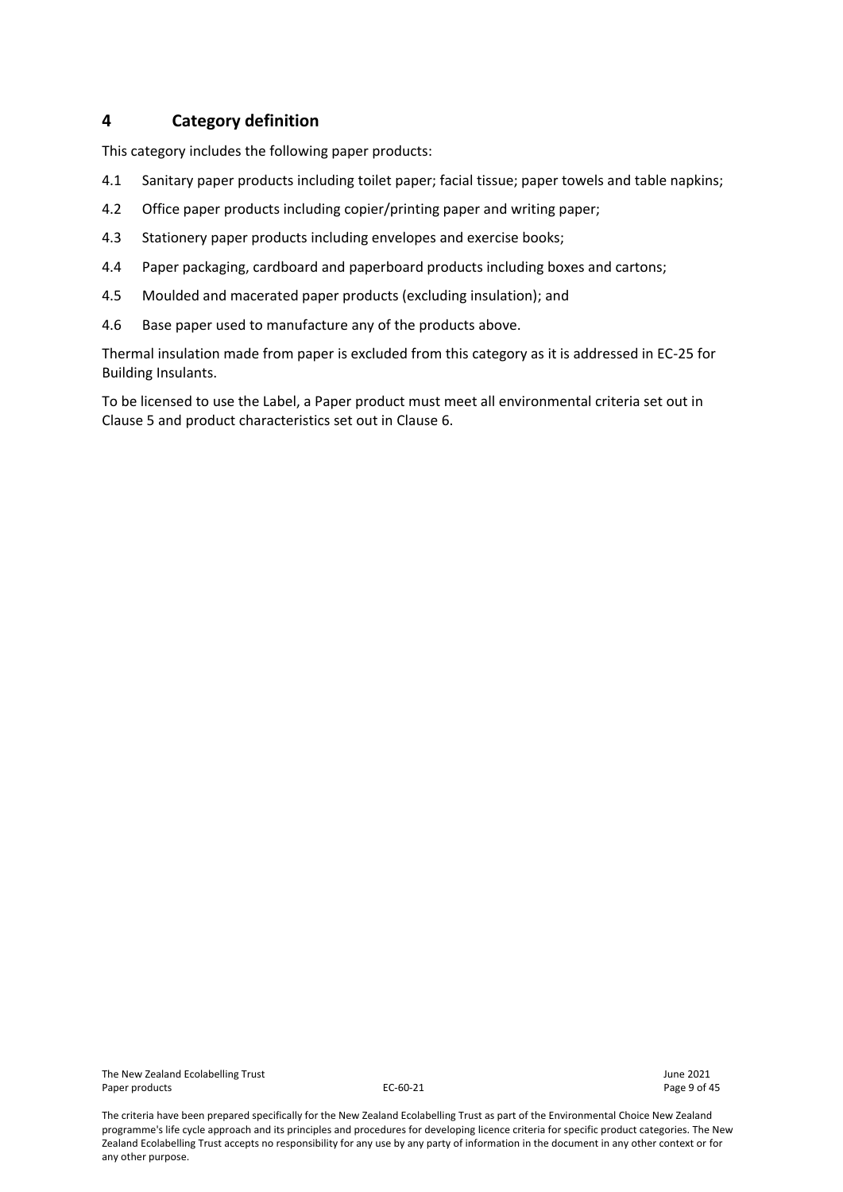## 4 Category definition

This category includes the following paper products:

4.1 Sanitary paper products including toilet paper; facial tissue; paper towels and table napkins;

4.2 Office paper products including copier/printing paper and writing paper;

4.3 Stationery paper products including envelopes and exercise books;

4.4 Paper packaging, cardboard and paperboard products including boxes and cartons;

4.5 Moulded and macerated paper products (excluding insulation); and

4.6 Base paper used to manufacture any of the products above.

Thermal insulation made from paper is excluded from this category as it is addressed in EC-25 for Building Insulants.

To be licensed to use the Label, a Paper product must meet all environmental criteria set out in Clause 5 and product characteristics set out in Clause 6.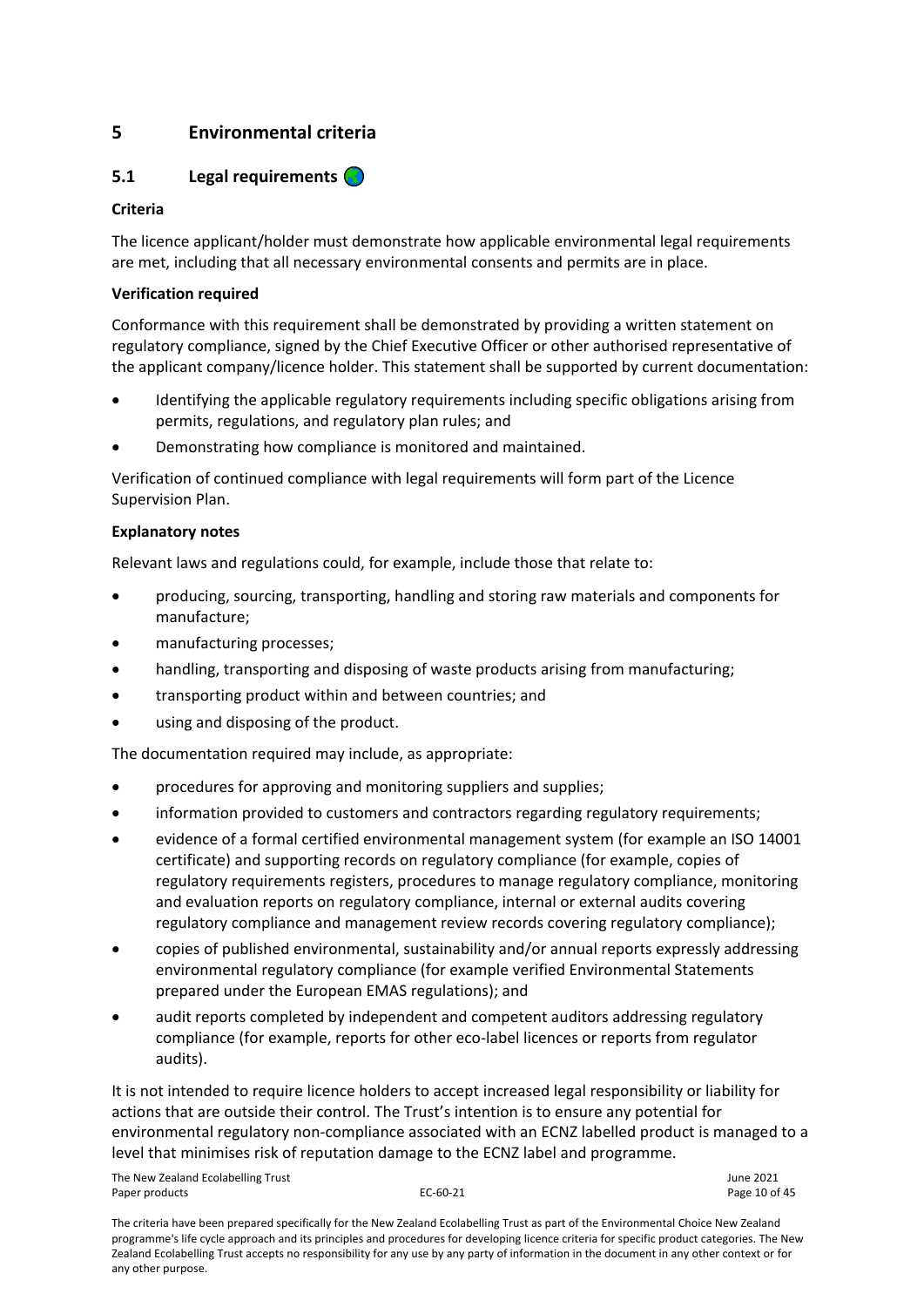# 5 Environmental criteria

## 5.1 Legal requirements

**Criteria**

The licence applicant/holder must demonstrate how applicable environmental legal requirements are met, including that all necessary environmental consents and permits are in place.

**Verification required**

Conformance with this requirement shall be demonstrated by providing a written statement on regulatory compliance, signed by the Chief Executive Officer or other authorised representative of the applicant company/licence holder. This statement shall be supported by current documentation:

- Identifying the applicable regulatory requirements including specific obligations arising from permits, regulations, and regulatory plan rules; and
- Demonstrating how compliance is monitored and maintained.

Verification of continued compliance with legal requirements will form part of the Licence Supervision Plan.

**Explanatory notes**

Relevant laws and regulations could, for example, include those that relate to:

- producing, sourcing, transporting, handling and storing raw materials and components for manufacture;
- manufacturing processes;
- handling, transporting and disposing of waste products arising from manufacturing;
- transporting product within and between countries; and
- using and disposing of the product.

The documentation required may include, as appropriate:

- procedures for approving and monitoring suppliers and supplies;
- information provided to customers and contractors regarding regulatory requirements;
- evidence of a formal certified environmental management system (for example an ISO 14001 certificate) and supporting records on regulatory compliance (for example, copies of regulatory requirements registers, procedures to manage regulatory compliance, monitoring and evaluation reports on regulatory compliance, internal or external audits covering regulatory compliance and management review records covering regulatory compliance);
- copies of published environmental, sustainability and/or annual reports expressly addressing environmental regulatory compliance (for example verified Environmental Statements prepared under the European EMAS regulations); and
- audit reports completed by independent and competent auditors addressing regulatory compliance (for example, reports for other eco-label licences or reports from regulator audits).

It is not intended to require licence holders to accept increased legal responsibility or liability for actions that are outside their control. The Trust's intention is to ensure any potential for environmental regulatory non-compliance associated with an ECNZ labelled product is managed to a level that minimises risk of reputation damage to the ECNZ label and programme.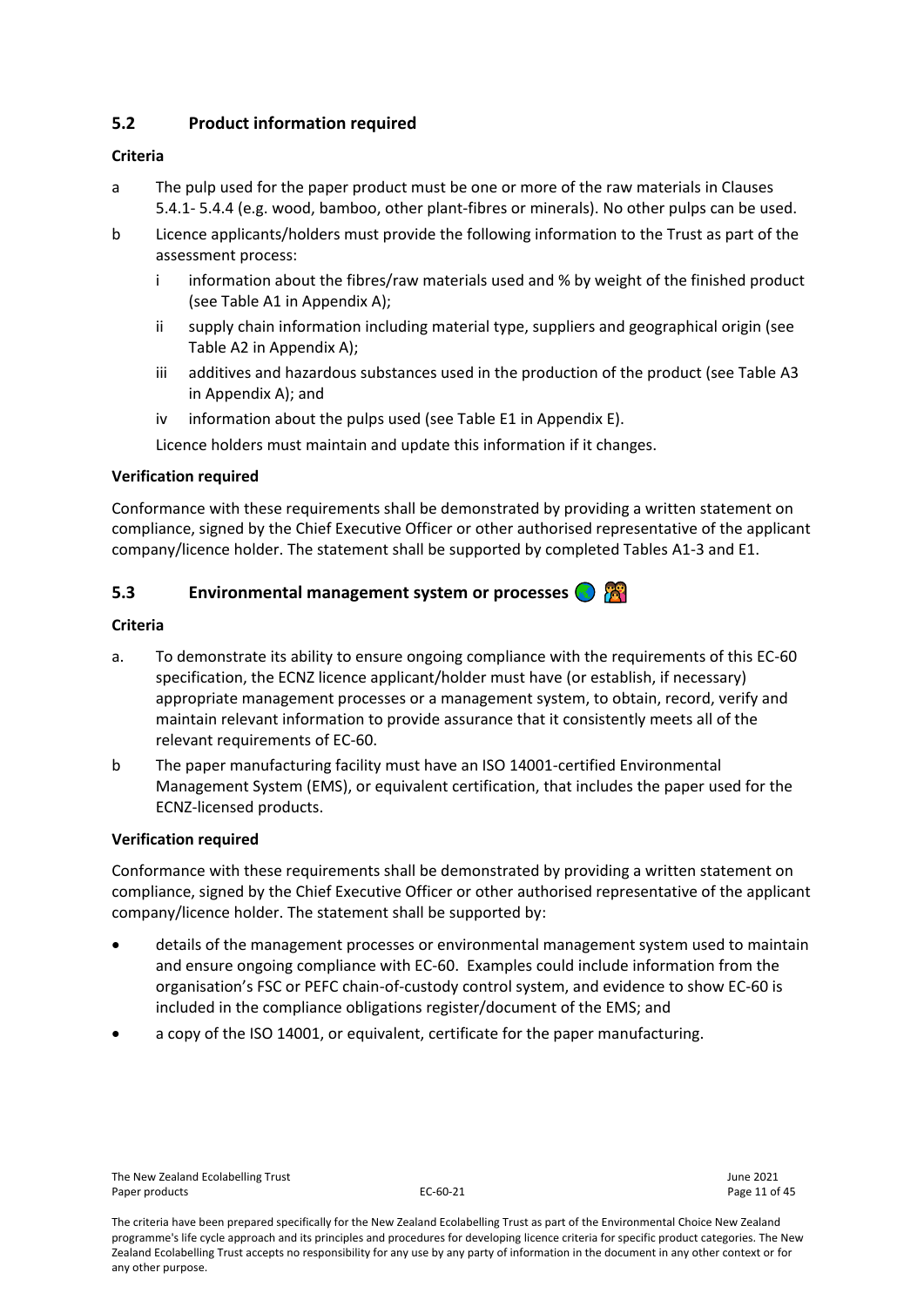## 5.2 Product information required

**Criteria**

a The pulp used for the paper product must be one or more of the raw materials in Clauses 5.4.1- 5.4.4 (e.g. wood, bamboo, other plant-fibres or minerals). No other pulps can be used.

b Licence applicants/holders must provide the following information to the Trust as part of the assessment process:

   i information about the fibres/raw materials used and % by weight of the finished product (see Table A1 in Appendix A);

   ii supply chain information including material type, suppliers and geographical origin (see Table A2 in Appendix A);

   iii additives and hazardous substances used in the production of the product (see Table A3 in Appendix A); and

   iv information about the pulps used (see Table E1 in Appendix E).

   Licence holders must maintain and update this information if it changes.

**Verification required**

Conformance with these requirements shall be demonstrated by providing a written statement on compliance, signed by the Chief Executive Officer or other authorised representative of the applicant company/licence holder. The statement shall be supported by completed Tables A1-3 and E1.

## 5.3 Environmental management system or processes

**Criteria**

a. To demonstrate its ability to ensure ongoing compliance with the requirements of this EC-60 specification, the ECNZ licence applicant/holder must have (or establish, if necessary) appropriate management processes or a management system, to obtain, record, verify and maintain relevant information to provide assurance that it consistently meets all of the relevant requirements of EC-60.

b The paper manufacturing facility must have an ISO 14001-certified Environmental Management System (EMS), or equivalent certification, that includes the paper used for the ECNZ-licensed products.

**Verification required**

Conformance with these requirements shall be demonstrated by providing a written statement on compliance, signed by the Chief Executive Officer or other authorised representative of the applicant company/licence holder. The statement shall be supported by:

- details of the management processes or environmental management system used to maintain and ensure ongoing compliance with EC-60. Examples could include information from the organisation's FSC or PEFC chain-of-custody control system, and evidence to show EC-60 is included in the compliance obligations register/document of the EMS; and
- a copy of the ISO 14001, or equivalent, certificate for the paper manufacturing.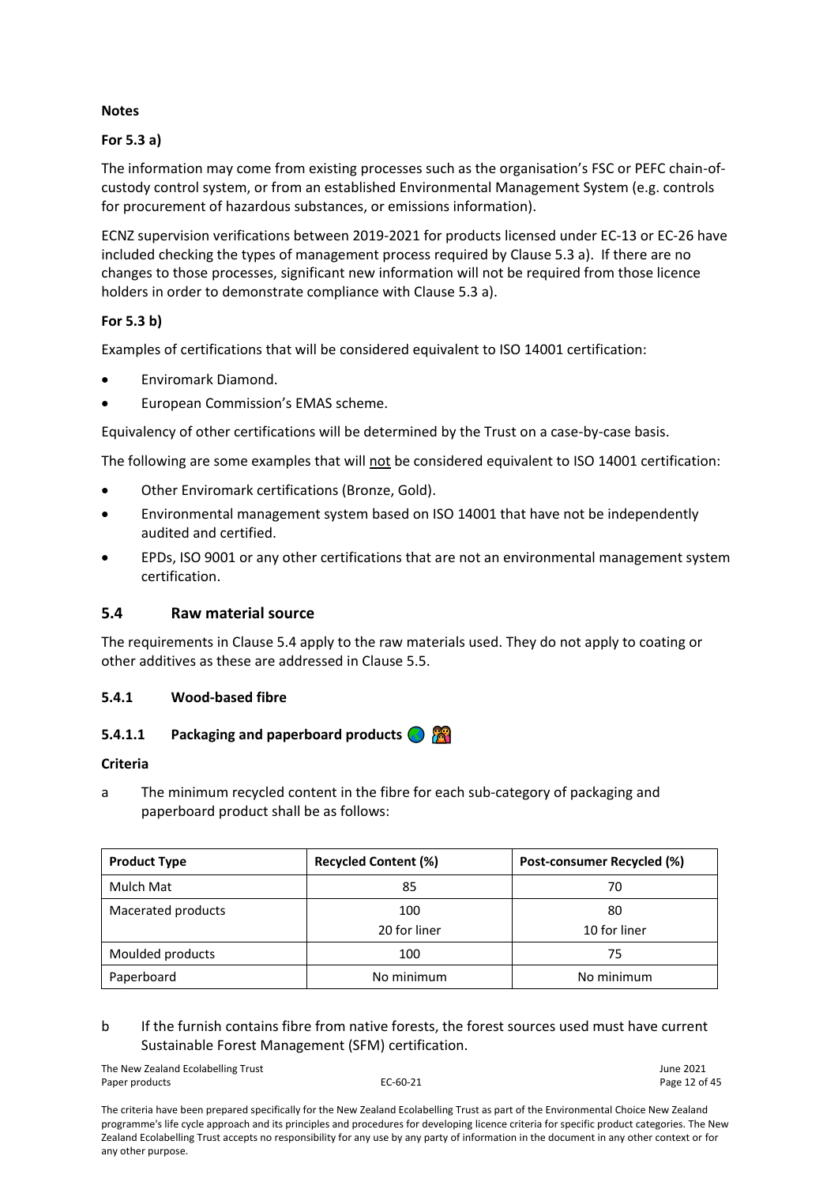**Notes**

**For 5.3 a)**

The information may come from existing processes such as the organisation's FSC or PEFC chain-of-custody control system, or from an established Environmental Management System (e.g. controls for procurement of hazardous substances, or emissions information).

ECNZ supervision verifications between 2019-2021 for products licensed under EC-13 or EC-26 have included checking the types of management process required by Clause 5.3 a). If there are no changes to those processes, significant new information will not be required from those licence holders in order to demonstrate compliance with Clause 5.3 a).

**For 5.3 b)**

Examples of certifications that will be considered equivalent to ISO 14001 certification:

- Enviromark Diamond.
- European Commission's EMAS scheme.

Equivalency of other certifications will be determined by the Trust on a case-by-case basis.

The following are some examples that will not be considered equivalent to ISO 14001 certification:

- Other Enviromark certifications (Bronze, Gold).
- Environmental management system based on ISO 14001 that have not be independently audited and certified.
- EPDs, ISO 9001 or any other certifications that are not an environmental management system certification.

## 5.4 Raw material source

The requirements in Clause 5.4 apply to the raw materials used. They do not apply to coating or other additives as these are addressed in Clause 5.5.

### 5.4.1 Wood-based fibre

#### 5.4.1.1 Packaging and paperboard products

**Criteria**

a The minimum recycled content in the fibre for each sub-category of packaging and paperboard product shall be as follows:

| Product Type | Recycled Content (%) | Post-consumer Recycled (%) |
|---|---|---|
| Mulch Mat | 85 | 70 |
| Macerated products | 100<br>20 for liner | 80<br>10 for liner |
| Moulded products | 100 | 75 |
| Paperboard | No minimum | No minimum |

b If the furnish contains fibre from native forests, the forest sources used must have current Sustainable Forest Management (SFM) certification.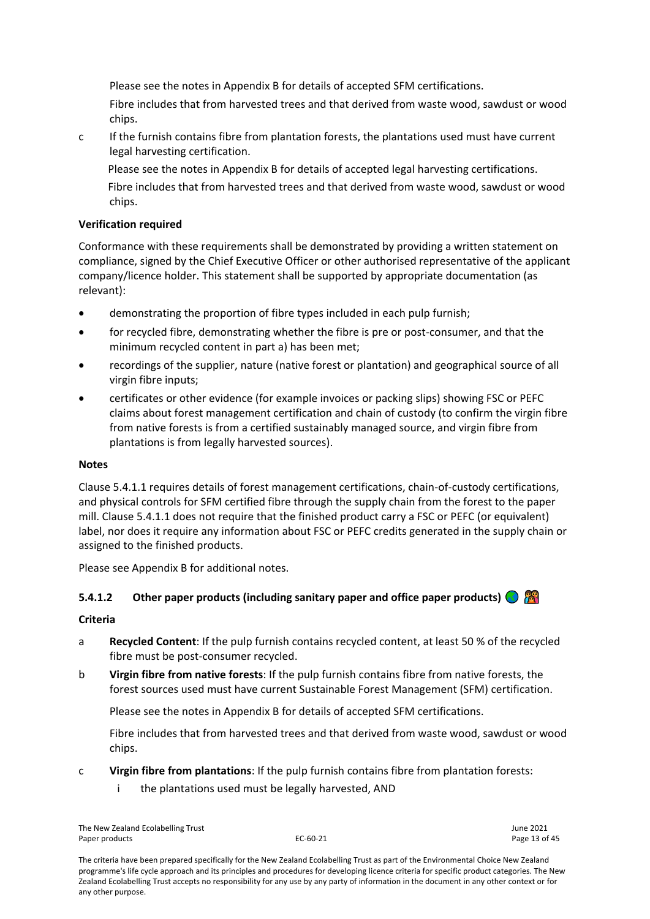Please see the notes in Appendix B for details of accepted SFM certifications.

Fibre includes that from harvested trees and that derived from waste wood, sawdust or wood chips.

c If the furnish contains fibre from plantation forests, the plantations used must have current legal harvesting certification.

Please see the notes in Appendix B for details of accepted legal harvesting certifications.

Fibre includes that from harvested trees and that derived from waste wood, sawdust or wood chips.

**Verification required**

Conformance with these requirements shall be demonstrated by providing a written statement on compliance, signed by the Chief Executive Officer or other authorised representative of the applicant company/licence holder. This statement shall be supported by appropriate documentation (as relevant):

- demonstrating the proportion of fibre types included in each pulp furnish;
- for recycled fibre, demonstrating whether the fibre is pre or post-consumer, and that the minimum recycled content in part a) has been met;
- recordings of the supplier, nature (native forest or plantation) and geographical source of all virgin fibre inputs;
- certificates or other evidence (for example invoices or packing slips) showing FSC or PEFC claims about forest management certification and chain of custody (to confirm the virgin fibre from native forests is from a certified sustainably managed source, and virgin fibre from plantations is from legally harvested sources).

**Notes**

Clause 5.4.1.1 requires details of forest management certifications, chain-of-custody certifications, and physical controls for SFM certified fibre through the supply chain from the forest to the paper mill. Clause 5.4.1.1 does not require that the finished product carry a FSC or PEFC (or equivalent) label, nor does it require any information about FSC or PEFC credits generated in the supply chain or assigned to the finished products.

Please see Appendix B for additional notes.

#### 5.4.1.2 Other paper products (including sanitary paper and office paper products)

**Criteria**

a **Recycled Content**: If the pulp furnish contains recycled content, at least 50 % of the recycled fibre must be post-consumer recycled.

b **Virgin fibre from native forests**: If the pulp furnish contains fibre from native forests, the forest sources used must have current Sustainable Forest Management (SFM) certification.

Please see the notes in Appendix B for details of accepted SFM certifications.

Fibre includes that from harvested trees and that derived from waste wood, sawdust or wood chips.

c **Virgin fibre from plantations**: If the pulp furnish contains fibre from plantation forests:

i the plantations used must be legally harvested, AND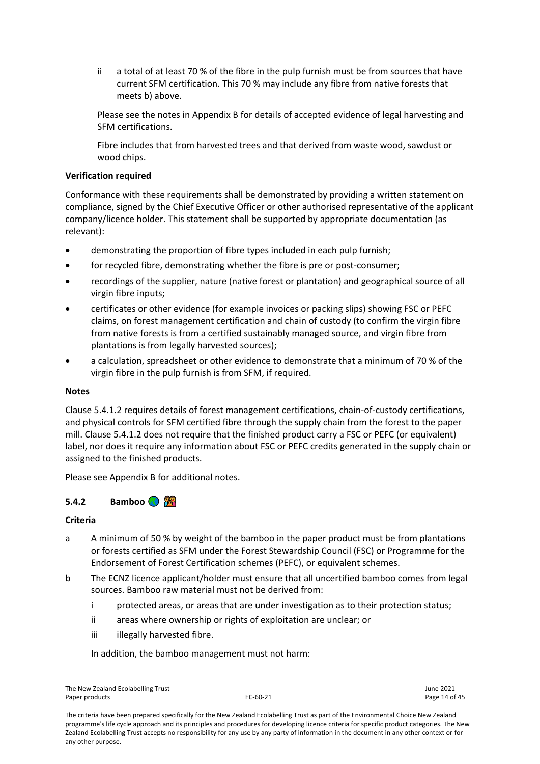ii a total of at least 70 % of the fibre in the pulp furnish must be from sources that have current SFM certification. This 70 % may include any fibre from native forests that meets b) above.

Please see the notes in Appendix B for details of accepted evidence of legal harvesting and SFM certifications.

Fibre includes that from harvested trees and that derived from waste wood, sawdust or wood chips.

**Verification required**

Conformance with these requirements shall be demonstrated by providing a written statement on compliance, signed by the Chief Executive Officer or other authorised representative of the applicant company/licence holder. This statement shall be supported by appropriate documentation (as relevant):

- demonstrating the proportion of fibre types included in each pulp furnish;
- for recycled fibre, demonstrating whether the fibre is pre or post-consumer;
- recordings of the supplier, nature (native forest or plantation) and geographical source of all virgin fibre inputs;
- certificates or other evidence (for example invoices or packing slips) showing FSC or PEFC claims, on forest management certification and chain of custody (to confirm the virgin fibre from native forests is from a certified sustainably managed source, and virgin fibre from plantations is from legally harvested sources);
- a calculation, spreadsheet or other evidence to demonstrate that a minimum of 70 % of the virgin fibre in the pulp furnish is from SFM, if required.

**Notes**

Clause 5.4.1.2 requires details of forest management certifications, chain-of-custody certifications, and physical controls for SFM certified fibre through the supply chain from the forest to the paper mill. Clause 5.4.1.2 does not require that the finished product carry a FSC or PEFC (or equivalent) label, nor does it require any information about FSC or PEFC credits generated in the supply chain or assigned to the finished products.

Please see Appendix B for additional notes.

### 5.4.2 Bamboo 🌏 👫

**Criteria**

a A minimum of 50 % by weight of the bamboo in the paper product must be from plantations or forests certified as SFM under the Forest Stewardship Council (FSC) or Programme for the Endorsement of Forest Certification schemes (PEFC), or equivalent schemes.

b The ECNZ licence applicant/holder must ensure that all uncertified bamboo comes from legal sources. Bamboo raw material must not be derived from:

   i protected areas, or areas that are under investigation as to their protection status;

   ii areas where ownership or rights of exploitation are unclear; or

   iii illegally harvested fibre.

   In addition, the bamboo management must not harm: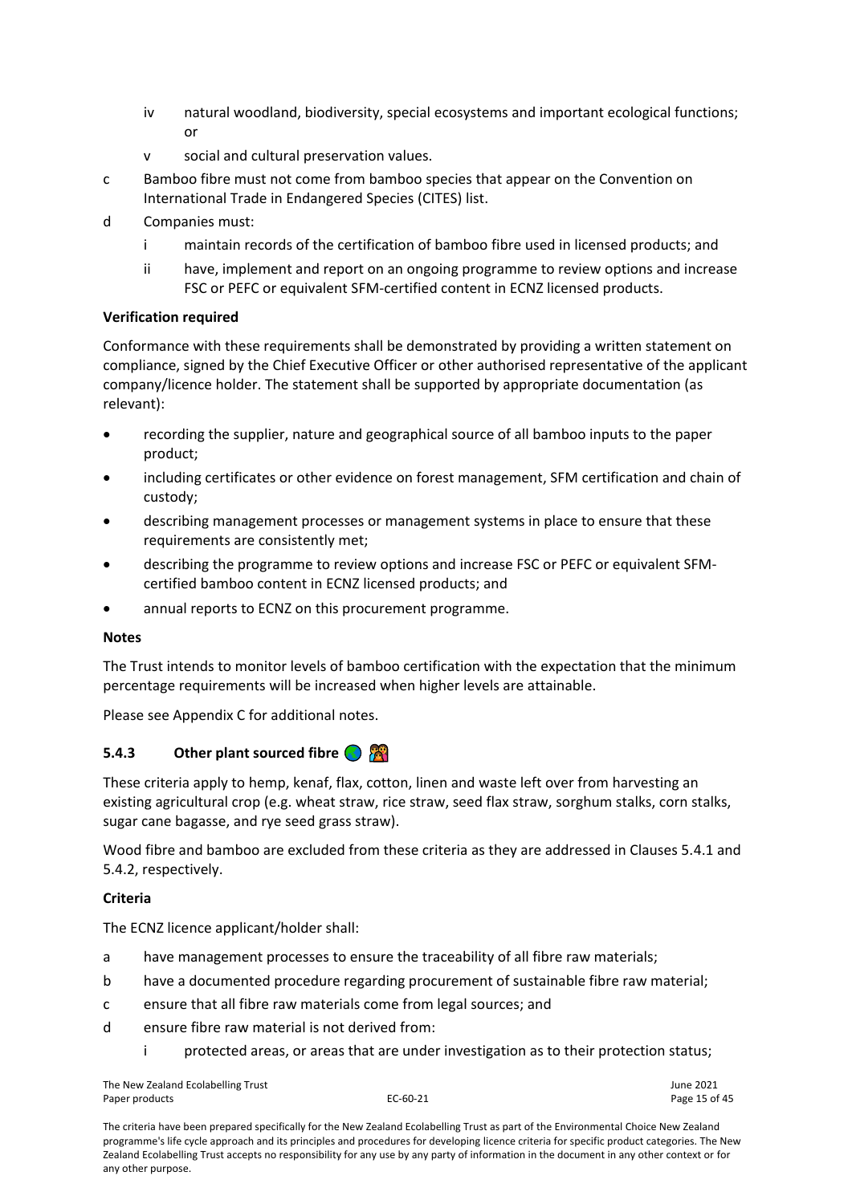- iv natural woodland, biodiversity, special ecosystems and important ecological functions; or
    - v social and cultural preservation values.
- c Bamboo fibre must not come from bamboo species that appear on the Convention on International Trade in Endangered Species (CITES) list.
- d Companies must:
    - i maintain records of the certification of bamboo fibre used in licensed products; and
    - ii have, implement and report on an ongoing programme to review options and increase FSC or PEFC or equivalent SFM-certified content in ECNZ licensed products.

**Verification required**

Conformance with these requirements shall be demonstrated by providing a written statement on compliance, signed by the Chief Executive Officer or other authorised representative of the applicant company/licence holder. The statement shall be supported by appropriate documentation (as relevant):

- recording the supplier, nature and geographical source of all bamboo inputs to the paper product;
- including certificates or other evidence on forest management, SFM certification and chain of custody;
- describing management processes or management systems in place to ensure that these requirements are consistently met;
- describing the programme to review options and increase FSC or PEFC or equivalent SFM-certified bamboo content in ECNZ licensed products; and
- annual reports to ECNZ on this procurement programme.

**Notes**

The Trust intends to monitor levels of bamboo certification with the expectation that the minimum percentage requirements will be increased when higher levels are attainable.

Please see Appendix C for additional notes.

### 5.4.3 Other plant sourced fibre

These criteria apply to hemp, kenaf, flax, cotton, linen and waste left over from harvesting an existing agricultural crop (e.g. wheat straw, rice straw, seed flax straw, sorghum stalks, corn stalks, sugar cane bagasse, and rye seed grass straw).

Wood fibre and bamboo are excluded from these criteria as they are addressed in Clauses 5.4.1 and 5.4.2, respectively.

**Criteria**

The ECNZ licence applicant/holder shall:

- a have management processes to ensure the traceability of all fibre raw materials;
- b have a documented procedure regarding procurement of sustainable fibre raw material;
- c ensure that all fibre raw materials come from legal sources; and
- d ensure fibre raw material is not derived from:
    - i protected areas, or areas that are under investigation as to their protection status;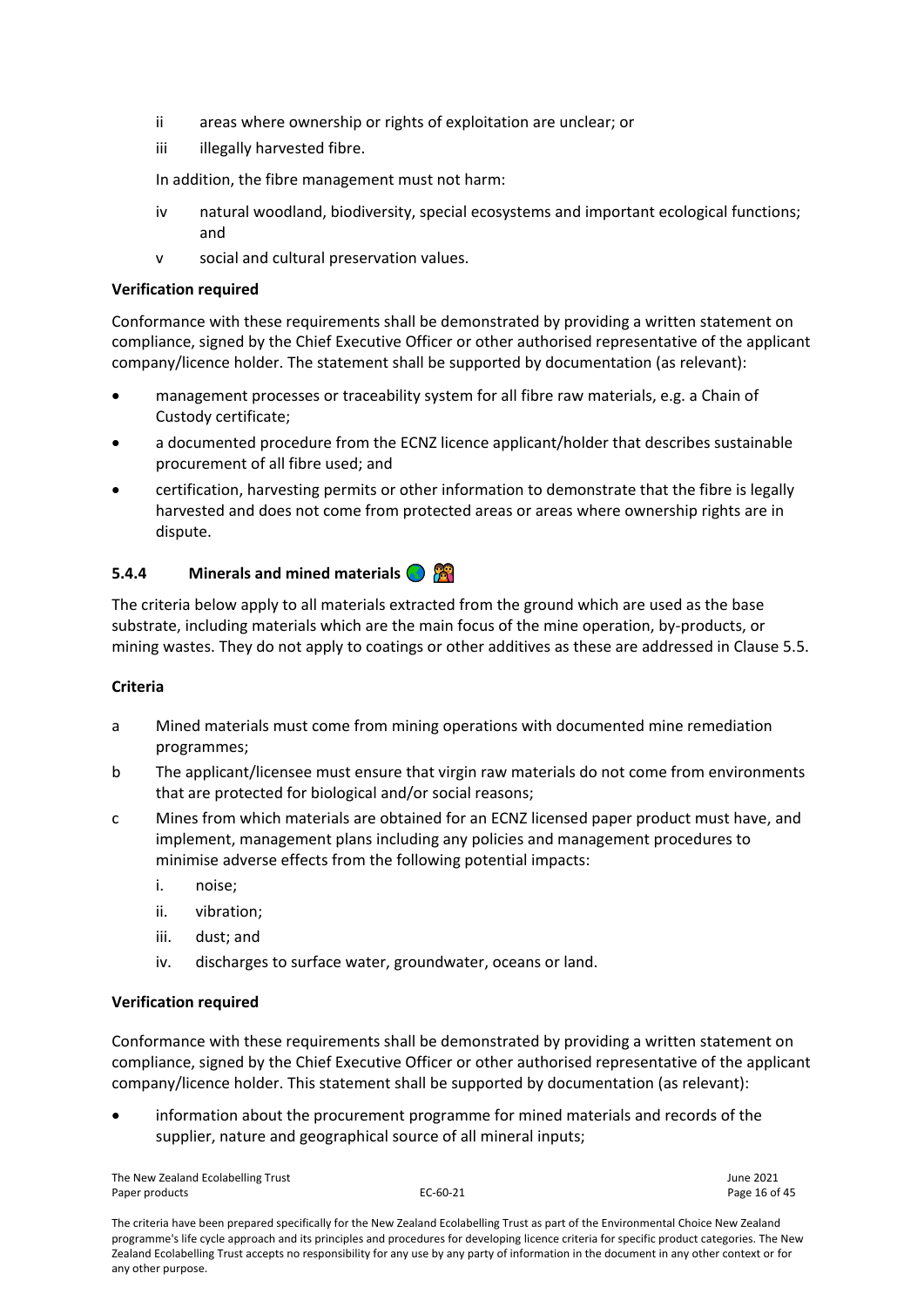ii areas where ownership or rights of exploitation are unclear; or

iii illegally harvested fibre.

In addition, the fibre management must not harm:

iv natural woodland, biodiversity, special ecosystems and important ecological functions; and

v social and cultural preservation values.

**Verification required**

Conformance with these requirements shall be demonstrated by providing a written statement on compliance, signed by the Chief Executive Officer or other authorised representative of the applicant company/licence holder. The statement shall be supported by documentation (as relevant):

- management processes or traceability system for all fibre raw materials, e.g. a Chain of Custody certificate;
- a documented procedure from the ECNZ licence applicant/holder that describes sustainable procurement of all fibre used; and
- certification, harvesting permits or other information to demonstrate that the fibre is legally harvested and does not come from protected areas or areas where ownership rights are in dispute.

### 5.4.4 Minerals and mined materials

The criteria below apply to all materials extracted from the ground which are used as the base substrate, including materials which are the main focus of the mine operation, by-products, or mining wastes. They do not apply to coatings or other additives as these are addressed in Clause 5.5.

**Criteria**

a Mined materials must come from mining operations with documented mine remediation programmes;

b The applicant/licensee must ensure that virgin raw materials do not come from environments that are protected for biological and/or social reasons;

c Mines from which materials are obtained for an ECNZ licensed paper product must have, and implement, management plans including any policies and management procedures to minimise adverse effects from the following potential impacts:

i. noise;

ii. vibration;

iii. dust; and

iv. discharges to surface water, groundwater, oceans or land.

**Verification required**

Conformance with these requirements shall be demonstrated by providing a written statement on compliance, signed by the Chief Executive Officer or other authorised representative of the applicant company/licence holder. This statement shall be supported by documentation (as relevant):

- information about the procurement programme for mined materials and records of the supplier, nature and geographical source of all mineral inputs;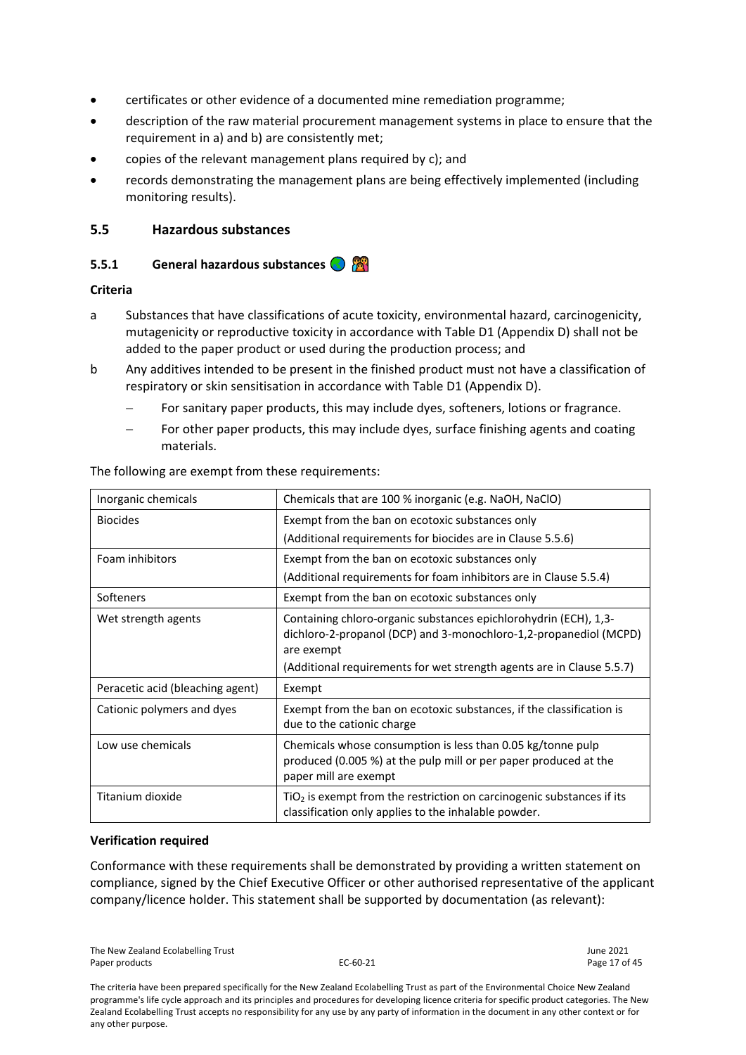- certificates or other evidence of a documented mine remediation programme;
- description of the raw material procurement management systems in place to ensure that the requirement in a) and b) are consistently met;
- copies of the relevant management plans required by c); and
- records demonstrating the management plans are being effectively implemented (including monitoring results).

## 5.5 Hazardous substances

### 5.5.1 General hazardous substances

**Criteria**

a Substances that have classifications of acute toxicity, environmental hazard, carcinogenicity, mutagenicity or reproductive toxicity in accordance with Table D1 (Appendix D) shall not be added to the paper product or used during the production process; and

b Any additives intended to be present in the finished product must not have a classification of respiratory or skin sensitisation in accordance with Table D1 (Appendix D).

- For sanitary paper products, this may include dyes, softeners, lotions or fragrance.
- For other paper products, this may include dyes, surface finishing agents and coating materials.

The following are exempt from these requirements:

| Inorganic chemicals | Chemicals that are 100 % inorganic (e.g. NaOH, NaClO) |
|---|---|
| Biocides | Exempt from the ban on ecotoxic substances only<br>(Additional requirements for biocides are in Clause 5.5.6) |
| Foam inhibitors | Exempt from the ban on ecotoxic substances only<br>(Additional requirements for foam inhibitors are in Clause 5.5.4) |
| Softeners | Exempt from the ban on ecotoxic substances only |
| Wet strength agents | Containing chloro-organic substances epichlorohydrin (ECH), 1,3-dichloro-2-propanol (DCP) and 3-monochloro-1,2-propanediol (MCPD) are exempt<br>(Additional requirements for wet strength agents are in Clause 5.5.7) |
| Peracetic acid (bleaching agent) | Exempt |
| Cationic polymers and dyes | Exempt from the ban on ecotoxic substances, if the classification is due to the cationic charge |
| Low use chemicals | Chemicals whose consumption is less than 0.05 kg/tonne pulp produced (0.005 %) at the pulp mill or per paper produced at the paper mill are exempt |
| Titanium dioxide | $TiO_2$ is exempt from the restriction on carcinogenic substances if its classification only applies to the inhalable powder. |

**Verification required**

Conformance with these requirements shall be demonstrated by providing a written statement on compliance, signed by the Chief Executive Officer or other authorised representative of the applicant company/licence holder. This statement shall be supported by documentation (as relevant):

The criteria have been prepared specifically for the New Zealand Ecolabelling Trust as part of the Environmental Choice New Zealand programme's life cycle approach and its principles and procedures for developing licence criteria for specific product categories. The New Zealand Ecolabelling Trust accepts no responsibility for any use by any party of information in the document in any other context or for any other purpose.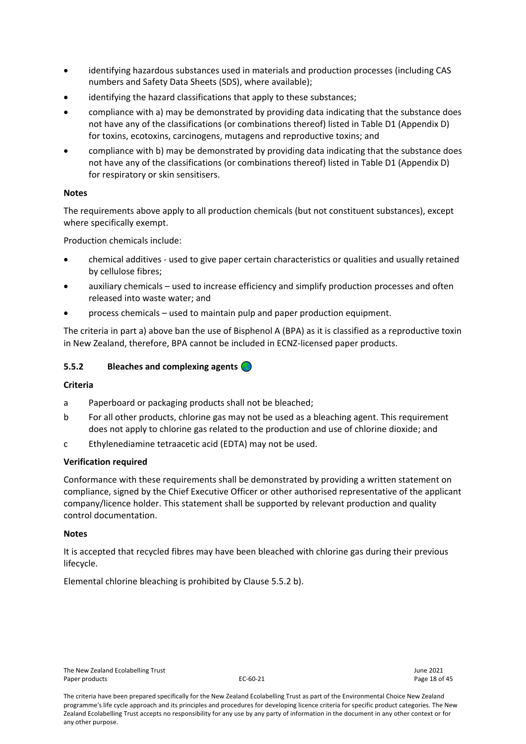- identifying hazardous substances used in materials and production processes (including CAS numbers and Safety Data Sheets (SDS), where available);
- identifying the hazard classifications that apply to these substances;
- compliance with a) may be demonstrated by providing data indicating that the substance does not have any of the classifications (or combinations thereof) listed in Table D1 (Appendix D) for toxins, ecotoxins, carcinogens, mutagens and reproductive toxins; and
- compliance with b) may be demonstrated by providing data indicating that the substance does not have any of the classifications (or combinations thereof) listed in Table D1 (Appendix D) for respiratory or skin sensitisers.

**Notes**

The requirements above apply to all production chemicals (but not constituent substances), except where specifically exempt.

Production chemicals include:

- chemical additives - used to give paper certain characteristics or qualities and usually retained by cellulose fibres;
- auxiliary chemicals – used to increase efficiency and simplify production processes and often released into waste water; and
- process chemicals – used to maintain pulp and paper production equipment.

The criteria in part a) above ban the use of Bisphenol A (BPA) as it is classified as a reproductive toxin in New Zealand, therefore, BPA cannot be included in ECNZ-licensed paper products.

### 5.5.2 Bleaches and complexing agents

**Criteria**

a Paperboard or packaging products shall not be bleached;

b For all other products, chlorine gas may not be used as a bleaching agent. This requirement does not apply to chlorine gas related to the production and use of chlorine dioxide; and

c Ethylenediamine tetraacetic acid (EDTA) may not be used.

**Verification required**

Conformance with these requirements shall be demonstrated by providing a written statement on compliance, signed by the Chief Executive Officer or other authorised representative of the applicant company/licence holder. This statement shall be supported by relevant production and quality control documentation.

**Notes**

It is accepted that recycled fibres may have been bleached with chlorine gas during their previous lifecycle.

Elemental chlorine bleaching is prohibited by Clause 5.5.2 b).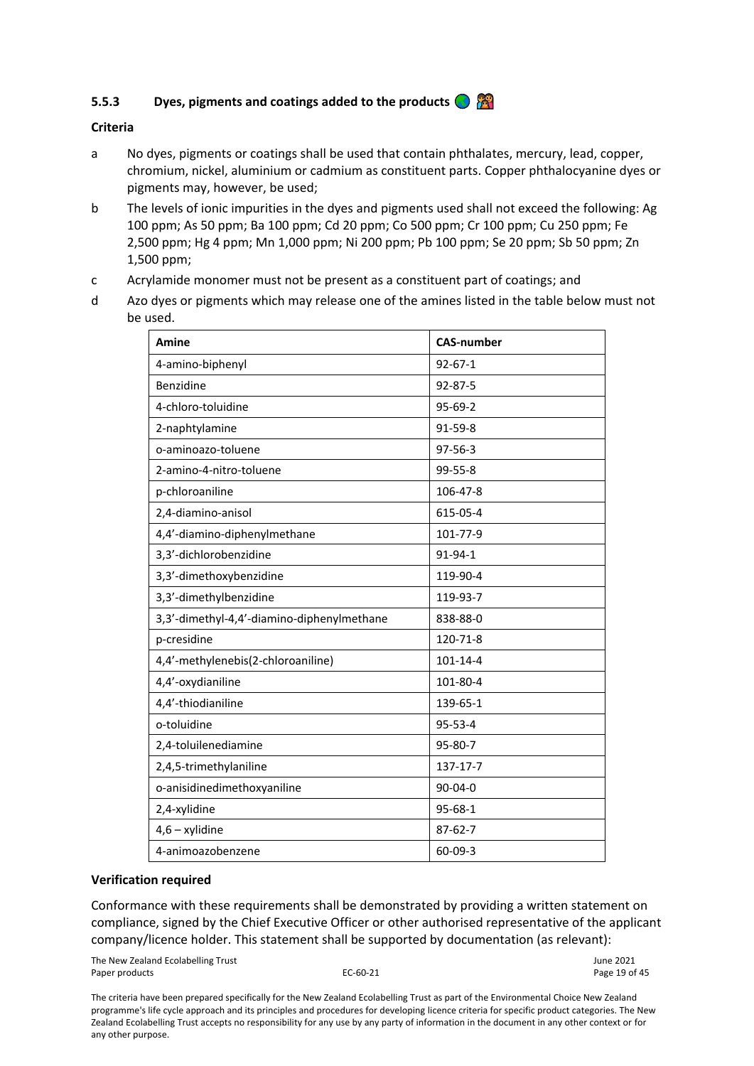### 5.5.3 Dyes, pigments and coatings added to the products

**Criteria**

a No dyes, pigments or coatings shall be used that contain phthalates, mercury, lead, copper, chromium, nickel, aluminium or cadmium as constituent parts. Copper phthalocyanine dyes or pigments may, however, be used;

b The levels of ionic impurities in the dyes and pigments used shall not exceed the following: Ag 100 ppm; As 50 ppm; Ba 100 ppm; Cd 20 ppm; Co 500 ppm; Cr 100 ppm; Cu 250 ppm; Fe 2,500 ppm; Hg 4 ppm; Mn 1,000 ppm; Ni 200 ppm; Pb 100 ppm; Se 20 ppm; Sb 50 ppm; Zn 1,500 ppm;

c Acrylamide monomer must not be present as a constituent part of coatings; and

d Azo dyes or pigments which may release one of the amines listed in the table below must not be used.

| Amine | CAS-number |
|---|---|
| 4-amino-biphenyl | 92-67-1 |
| Benzidine | 92-87-5 |
| 4-chloro-toluidine | 95-69-2 |
| 2-naphtylamine | 91-59-8 |
| o-aminoazo-toluene | 97-56-3 |
| 2-amino-4-nitro-toluene | 99-55-8 |
| p-chloroaniline | 106-47-8 |
| 2,4-diamino-anisol | 615-05-4 |
| 4,4'-diamino-diphenylmethane | 101-77-9 |
| 3,3'-dichlorobenzidine | 91-94-1 |
| 3,3'-dimethoxybenzidine | 119-90-4 |
| 3,3'-dimethylbenzidine | 119-93-7 |
| 3,3'-dimethyl-4,4'-diamino-diphenylmethane | 838-88-0 |
| p-cresidine | 120-71-8 |
| 4,4'-methylenebis(2-chloroaniline) | 101-14-4 |
| 4,4'-oxydianiline | 101-80-4 |
| 4,4'-thiodianiline | 139-65-1 |
| o-toluidine | 95-53-4 |
| 2,4-toluilenediamine | 95-80-7 |
| 2,4,5-trimethylaniline | 137-17-7 |
| o-anisidinedimethoxyaniline | 90-04-0 |
| 2,4-xylidine | 95-68-1 |
| 4,6 – xylidine | 87-62-7 |
| 4-animoazobenzene | 60-09-3 |

**Verification required**

Conformance with these requirements shall be demonstrated by providing a written statement on compliance, signed by the Chief Executive Officer or other authorised representative of the applicant company/licence holder. This statement shall be supported by documentation (as relevant):

The criteria have been prepared specifically for the New Zealand Ecolabelling Trust as part of the Environmental Choice New Zealand programme's life cycle approach and its principles and procedures for developing licence criteria for specific product categories. The New Zealand Ecolabelling Trust accepts no responsibility for any use by any party of information in the document in any other context or for any other purpose.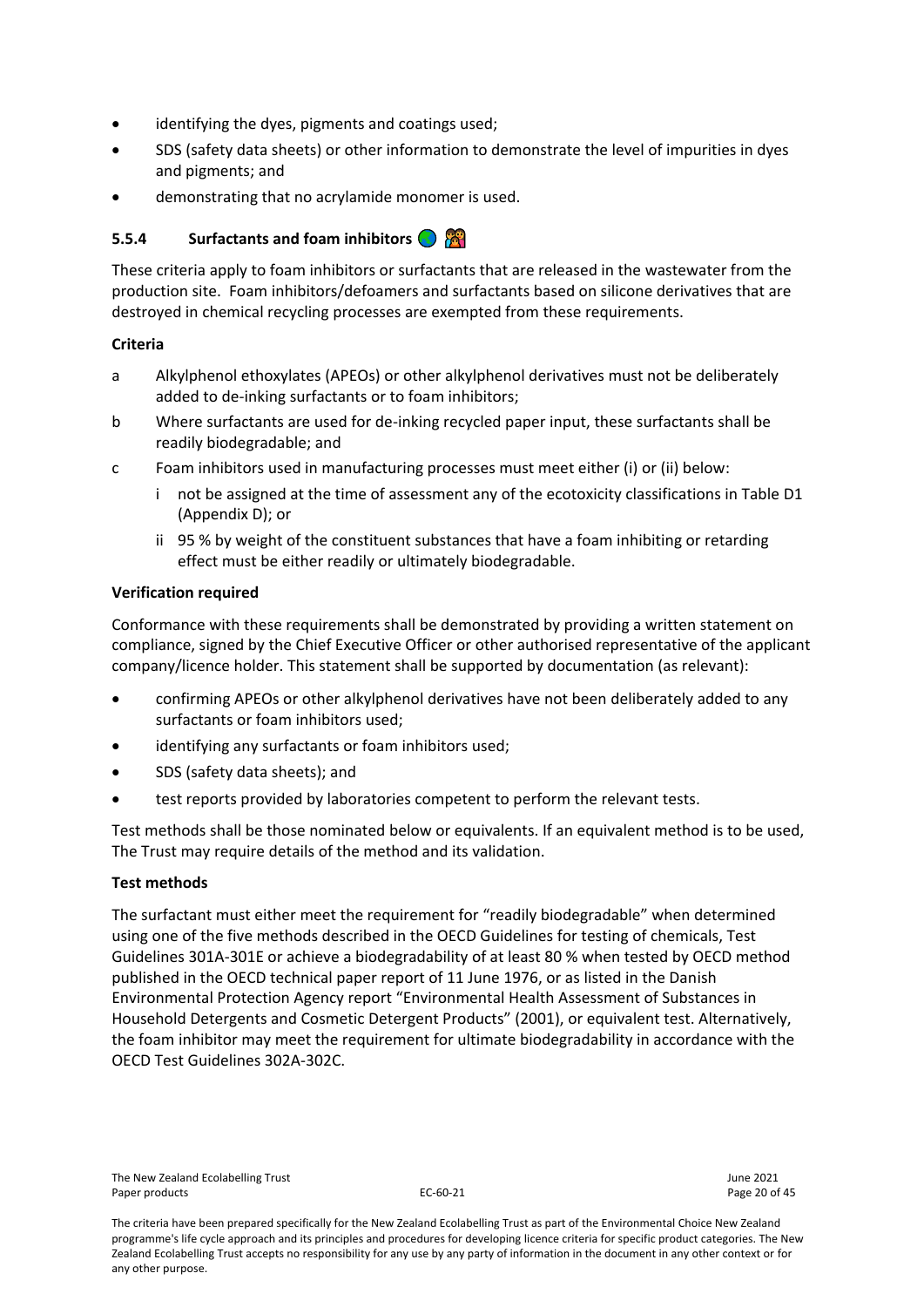- identifying the dyes, pigments and coatings used;
- SDS (safety data sheets) or other information to demonstrate the level of impurities in dyes and pigments; and
- demonstrating that no acrylamide monomer is used.

### 5.5.4 Surfactants and foam inhibitors

These criteria apply to foam inhibitors or surfactants that are released in the wastewater from the production site. Foam inhibitors/defoamers and surfactants based on silicone derivatives that are destroyed in chemical recycling processes are exempted from these requirements.

**Criteria**

a Alkylphenol ethoxylates (APEOs) or other alkylphenol derivatives must not be deliberately added to de-inking surfactants or to foam inhibitors;

b Where surfactants are used for de-inking recycled paper input, these surfactants shall be readily biodegradable; and

c Foam inhibitors used in manufacturing processes must meet either (i) or (ii) below:

  i not be assigned at the time of assessment any of the ecotoxicity classifications in Table D1 (Appendix D); or

  ii 95 % by weight of the constituent substances that have a foam inhibiting or retarding effect must be either readily or ultimately biodegradable.

**Verification required**

Conformance with these requirements shall be demonstrated by providing a written statement on compliance, signed by the Chief Executive Officer or other authorised representative of the applicant company/licence holder. This statement shall be supported by documentation (as relevant):

- confirming APEOs or other alkylphenol derivatives have not been deliberately added to any surfactants or foam inhibitors used;
- identifying any surfactants or foam inhibitors used;
- SDS (safety data sheets); and
- test reports provided by laboratories competent to perform the relevant tests.

Test methods shall be those nominated below or equivalents. If an equivalent method is to be used, The Trust may require details of the method and its validation.

**Test methods**

The surfactant must either meet the requirement for "readily biodegradable" when determined using one of the five methods described in the OECD Guidelines for testing of chemicals, Test Guidelines 301A-301E or achieve a biodegradability of at least 80 % when tested by OECD method published in the OECD technical paper report of 11 June 1976, or as listed in the Danish Environmental Protection Agency report "Environmental Health Assessment of Substances in Household Detergents and Cosmetic Detergent Products" (2001), or equivalent test. Alternatively, the foam inhibitor may meet the requirement for ultimate biodegradability in accordance with the OECD Test Guidelines 302A-302C.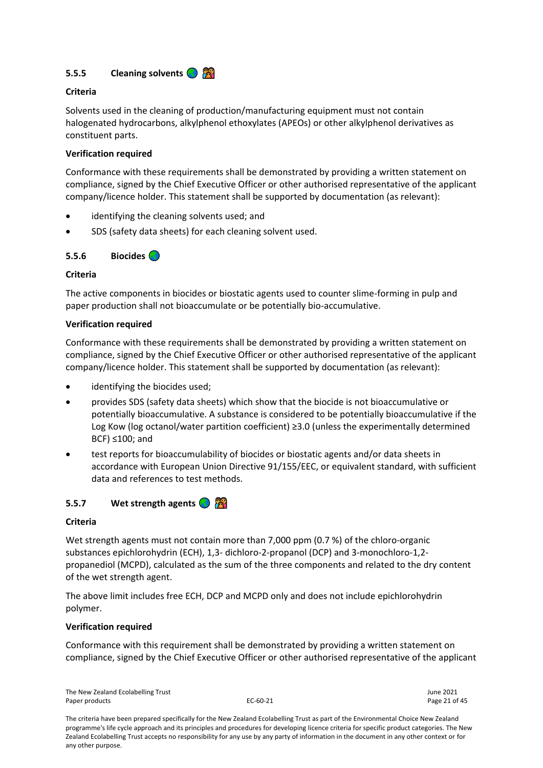### 5.5.5 Cleaning solvents

**Criteria**

Solvents used in the cleaning of production/manufacturing equipment must not contain halogenated hydrocarbons, alkylphenol ethoxylates (APEOs) or other alkylphenol derivatives as constituent parts.

**Verification required**

Conformance with these requirements shall be demonstrated by providing a written statement on compliance, signed by the Chief Executive Officer or other authorised representative of the applicant company/licence holder. This statement shall be supported by documentation (as relevant):

- identifying the cleaning solvents used; and
- SDS (safety data sheets) for each cleaning solvent used.

### 5.5.6 Biocides

**Criteria**

The active components in biocides or biostatic agents used to counter slime-forming in pulp and paper production shall not bioaccumulate or be potentially bio-accumulative.

**Verification required**

Conformance with these requirements shall be demonstrated by providing a written statement on compliance, signed by the Chief Executive Officer or other authorised representative of the applicant company/licence holder. This statement shall be supported by documentation (as relevant):

- identifying the biocides used;
- provides SDS (safety data sheets) which show that the biocide is not bioaccumulative or potentially bioaccumulative. A substance is considered to be potentially bioaccumulative if the Log Kow (log octanol/water partition coefficient) ≥3.0 (unless the experimentally determined BCF) ≤100; and
- test reports for bioaccumulability of biocides or biostatic agents and/or data sheets in accordance with European Union Directive 91/155/EEC, or equivalent standard, with sufficient data and references to test methods.

### 5.5.7 Wet strength agents

**Criteria**

Wet strength agents must not contain more than 7,000 ppm (0.7 %) of the chloro-organic substances epichlorohydrin (ECH), 1,3- dichloro-2-propanol (DCP) and 3-monochloro-1,2-propanediol (MCPD), calculated as the sum of the three components and related to the dry content of the wet strength agent.

The above limit includes free ECH, DCP and MCPD only and does not include epichlorohydrin polymer.

**Verification required**

Conformance with this requirement shall be demonstrated by providing a written statement on compliance, signed by the Chief Executive Officer or other authorised representative of the applicant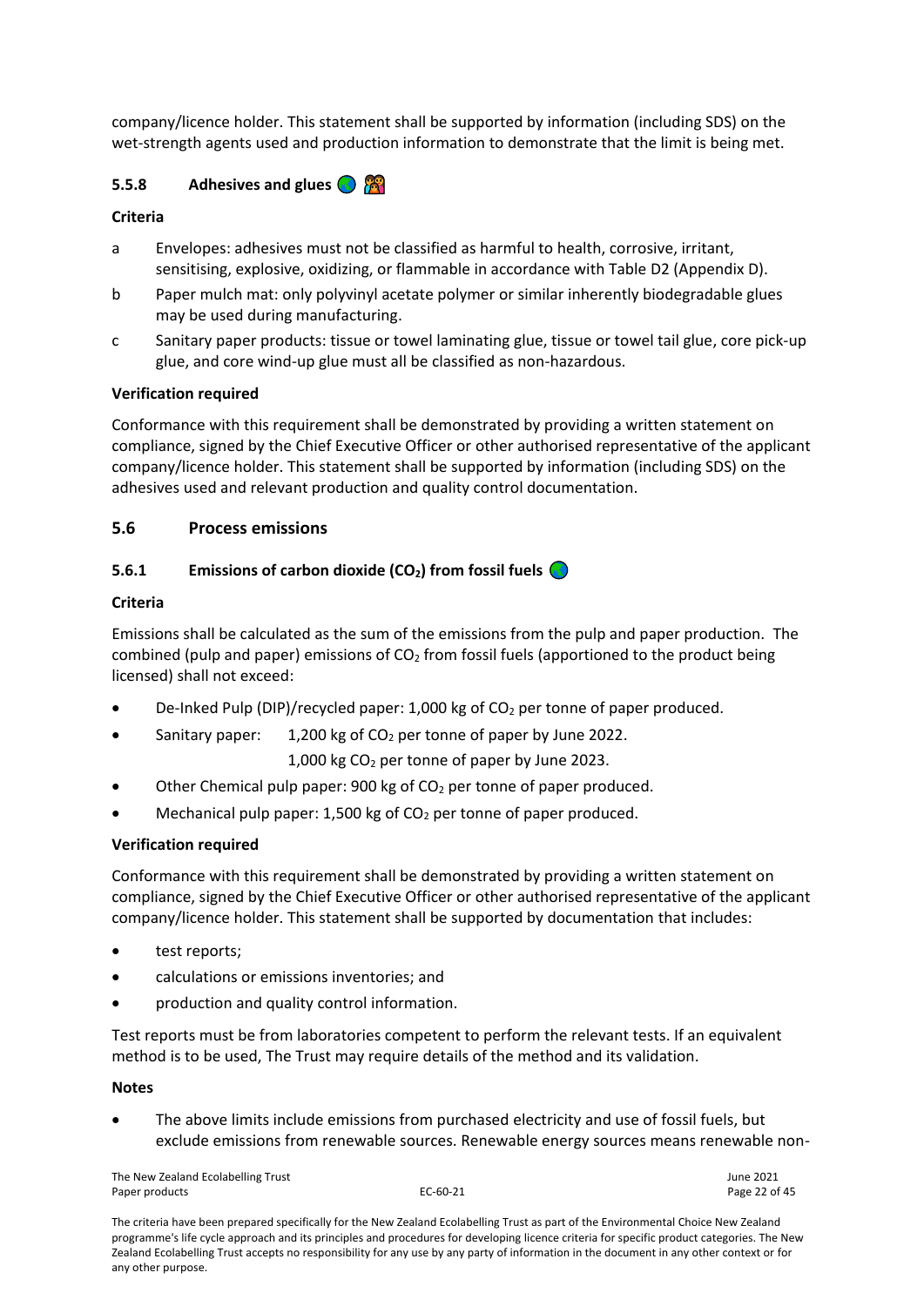company/licence holder. This statement shall be supported by information (including SDS) on the wet-strength agents used and production information to demonstrate that the limit is being met.

### 5.5.8 Adhesives and glues

**Criteria**

a Envelopes: adhesives must not be classified as harmful to health, corrosive, irritant, sensitising, explosive, oxidizing, or flammable in accordance with Table D2 (Appendix D).

b Paper mulch mat: only polyvinyl acetate polymer or similar inherently biodegradable glues may be used during manufacturing.

c Sanitary paper products: tissue or towel laminating glue, tissue or towel tail glue, core pick-up glue, and core wind-up glue must all be classified as non-hazardous.

**Verification required**

Conformance with this requirement shall be demonstrated by providing a written statement on compliance, signed by the Chief Executive Officer or other authorised representative of the applicant company/licence holder. This statement shall be supported by information (including SDS) on the adhesives used and relevant production and quality control documentation.

## 5.6 Process emissions

### 5.6.1 Emissions of carbon dioxide ($CO_2$) from fossil fuels

**Criteria**

Emissions shall be calculated as the sum of the emissions from the pulp and paper production. The combined (pulp and paper) emissions of $CO_2$ from fossil fuels (apportioned to the product being licensed) shall not exceed:

- De-Inked Pulp (DIP)/recycled paper: 1,000 kg of $CO_2$ per tonne of paper produced.
- Sanitary paper: 1,200 kg of $CO_2$ per tonne of paper by June 2022.
  1,000 kg $CO_2$ per tonne of paper by June 2023.
- Other Chemical pulp paper: 900 kg of $CO_2$ per tonne of paper produced.
- Mechanical pulp paper: 1,500 kg of $CO_2$ per tonne of paper produced.

**Verification required**

Conformance with this requirement shall be demonstrated by providing a written statement on compliance, signed by the Chief Executive Officer or other authorised representative of the applicant company/licence holder. This statement shall be supported by documentation that includes:

- test reports;
- calculations or emissions inventories; and
- production and quality control information.

Test reports must be from laboratories competent to perform the relevant tests. If an equivalent method is to be used, The Trust may require details of the method and its validation.

**Notes**

- The above limits include emissions from purchased electricity and use of fossil fuels, but exclude emissions from renewable sources. Renewable energy sources means renewable non-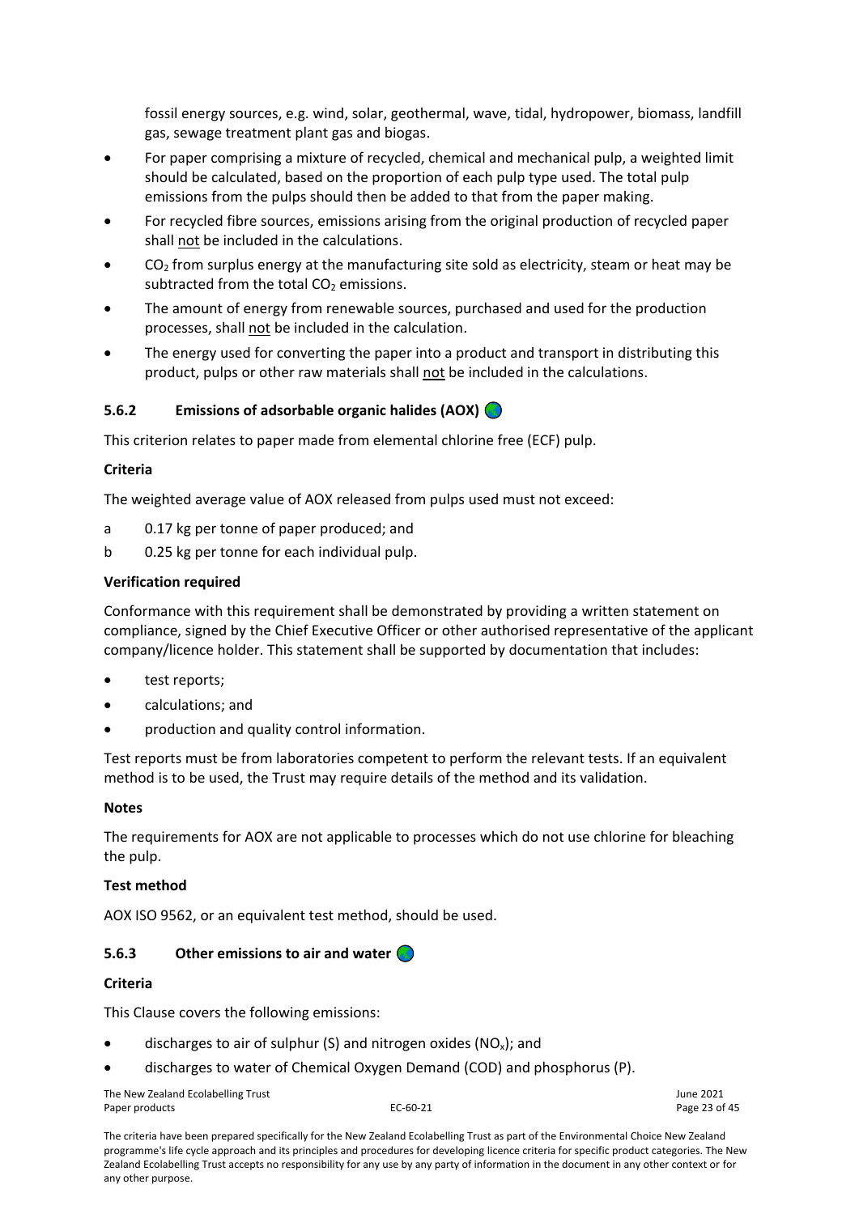fossil energy sources, e.g. wind, solar, geothermal, wave, tidal, hydropower, biomass, landfill gas, sewage treatment plant gas and biogas.

- For paper comprising a mixture of recycled, chemical and mechanical pulp, a weighted limit should be calculated, based on the proportion of each pulp type used. The total pulp emissions from the pulps should then be added to that from the paper making.
- For recycled fibre sources, emissions arising from the original production of recycled paper shall not be included in the calculations.
- $CO_2$ from surplus energy at the manufacturing site sold as electricity, steam or heat may be subtracted from the total $CO_2$ emissions.
- The amount of energy from renewable sources, purchased and used for the production processes, shall not be included in the calculation.
- The energy used for converting the paper into a product and transport in distributing this product, pulps or other raw materials shall not be included in the calculations.

### 5.6.2 Emissions of adsorbable organic halides (AOX)

This criterion relates to paper made from elemental chlorine free (ECF) pulp.

**Criteria**

The weighted average value of AOX released from pulps used must not exceed:

a 0.17 kg per tonne of paper produced; and

b 0.25 kg per tonne for each individual pulp.

**Verification required**

Conformance with this requirement shall be demonstrated by providing a written statement on compliance, signed by the Chief Executive Officer or other authorised representative of the applicant company/licence holder. This statement shall be supported by documentation that includes:

- test reports;
- calculations; and
- production and quality control information.

Test reports must be from laboratories competent to perform the relevant tests. If an equivalent method is to be used, the Trust may require details of the method and its validation.

**Notes**

The requirements for AOX are not applicable to processes which do not use chlorine for bleaching the pulp.

**Test method**

AOX ISO 9562, or an equivalent test method, should be used.

### 5.6.3 Other emissions to air and water

**Criteria**

This Clause covers the following emissions:

- discharges to air of sulphur (S) and nitrogen oxides ($NO_x$); and
- discharges to water of Chemical Oxygen Demand (COD) and phosphorus (P).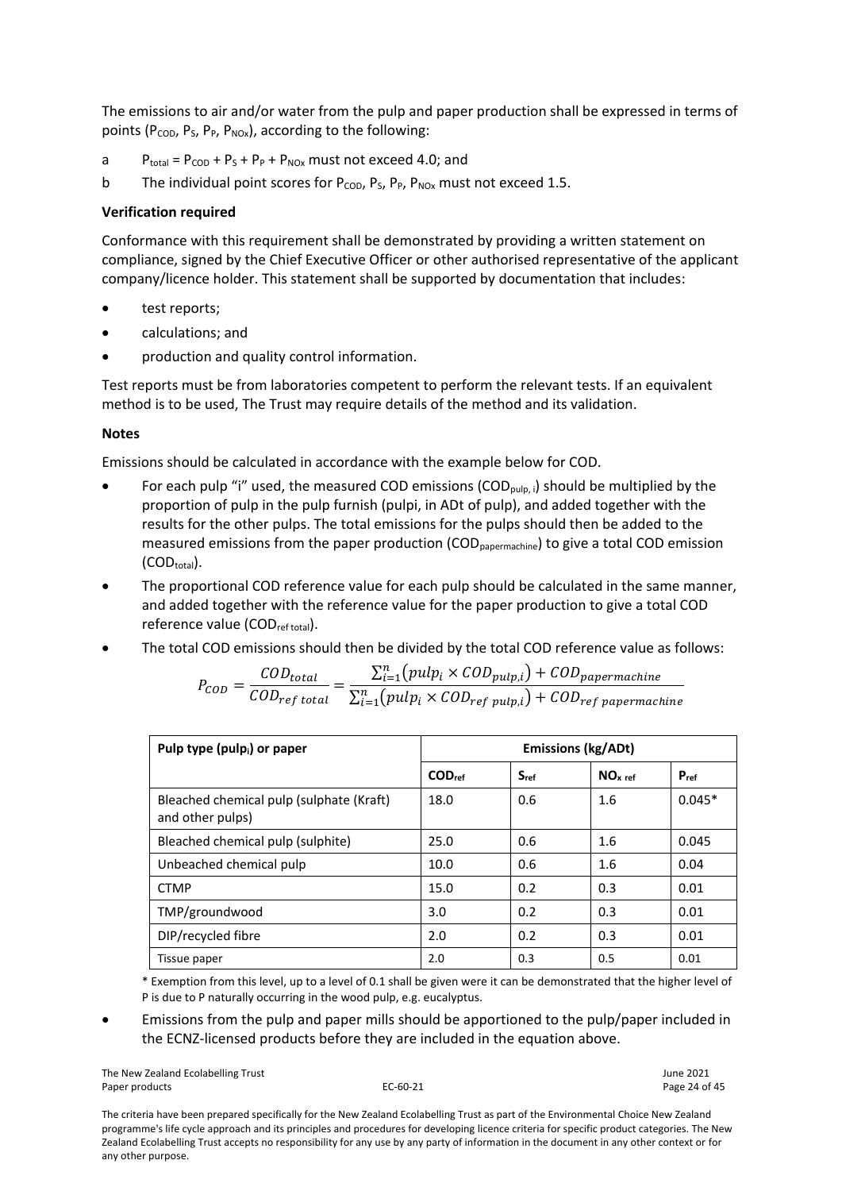The emissions to air and/or water from the pulp and paper production shall be expressed in terms of points ($P_{COD}$, $P_S$, $P_P$, $P_{NOx}$), according to the following:

a $P_{total} = P_{COD} + P_S + P_P + P_{NOx}$ must not exceed 4.0; and

b The individual point scores for $P_{COD}$, $P_S$, $P_P$, $P_{NOx}$ must not exceed 1.5.

**Verification required**

Conformance with this requirement shall be demonstrated by providing a written statement on compliance, signed by the Chief Executive Officer or other authorised representative of the applicant company/licence holder. This statement shall be supported by documentation that includes:

- test reports;
- calculations; and
- production and quality control information.

Test reports must be from laboratories competent to perform the relevant tests. If an equivalent method is to be used, The Trust may require details of the method and its validation.

**Notes**

Emissions should be calculated in accordance with the example below for COD.

- For each pulp "i" used, the measured COD emissions ($COD_{pulp,\,i}$) should be multiplied by the proportion of pulp in the pulp furnish (pulpi, in ADt of pulp), and added together with the results for the other pulps. The total emissions for the pulps should then be added to the measured emissions from the paper production ($COD_{papermachine}$) to give a total COD emission ($COD_{total}$).
- The proportional COD reference value for each pulp should be calculated in the same manner, and added together with the reference value for the paper production to give a total COD reference value ($COD_{ref\ total}$).
- The total COD emissions should then be divided by the total COD reference value as follows:

$$P_{COD} = \frac{COD_{total}}{COD_{ref\ total}} = \frac{\sum_{i=1}^{n}(pulp_i \times COD_{pulp,i}) + COD_{papermachine}}{\sum_{i=1}^{n}(pulp_i \times COD_{ref\ pulp,i}) + COD_{ref\ papermachine}}$$

| Pulp type ($pulp_i$) or paper | Emissions (kg/ADt) | | | |
|---|---|---|---|---|
| | $COD_{ref}$ | $S_{ref}$ | $NO_{x\ ref}$ | $P_{ref}$ |
| Bleached chemical pulp (sulphate (Kraft) and other pulps) | 18.0 | 0.6 | 1.6 | 0.045* |
| Bleached chemical pulp (sulphite) | 25.0 | 0.6 | 1.6 | 0.045 |
| Unbeached chemical pulp | 10.0 | 0.6 | 1.6 | 0.04 |
| CTMP | 15.0 | 0.2 | 0.3 | 0.01 |
| TMP/groundwood | 3.0 | 0.2 | 0.3 | 0.01 |
| DIP/recycled fibre | 2.0 | 0.2 | 0.3 | 0.01 |
| Tissue paper | 2.0 | 0.3 | 0.5 | 0.01 |

\* Exemption from this level, up to a level of 0.1 shall be given were it can be demonstrated that the higher level of P is due to P naturally occurring in the wood pulp, e.g. eucalyptus.

- Emissions from the pulp and paper mills should be apportioned to the pulp/paper included in the ECNZ-licensed products before they are included in the equation above.

The criteria have been prepared specifically for the New Zealand Ecolabelling Trust as part of the Environmental Choice New Zealand programme's life cycle approach and its principles and procedures for developing licence criteria for specific product categories. The New Zealand Ecolabelling Trust accepts no responsibility for any use by any party of information in the document in any other context or for any other purpose.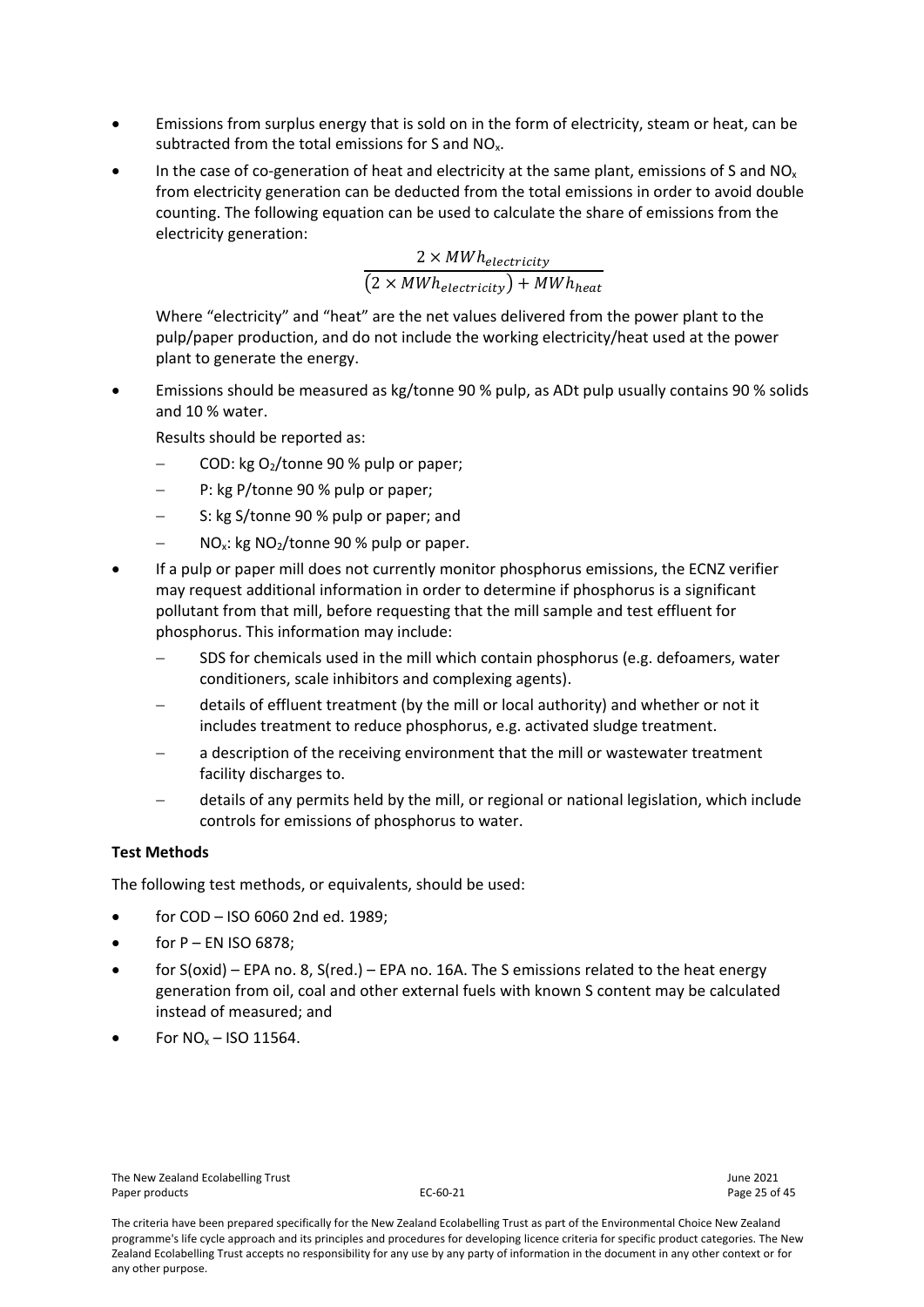- Emissions from surplus energy that is sold on in the form of electricity, steam or heat, can be subtracted from the total emissions for S and $NO_x$.
- In the case of co-generation of heat and electricity at the same plant, emissions of S and $NO_x$ from electricity generation can be deducted from the total emissions in order to avoid double counting. The following equation can be used to calculate the share of emissions from the electricity generation:

$$\frac{2 \times MWh_{electricity}}{(2 \times MWh_{electricity}) + MWh_{heat}}$$

  Where "electricity" and "heat" are the net values delivered from the power plant to the pulp/paper production, and do not include the working electricity/heat used at the power plant to generate the energy.

- Emissions should be measured as kg/tonne 90 % pulp, as ADt pulp usually contains 90 % solids and 10 % water.

  Results should be reported as:

  - COD: kg $O_2$/tonne 90 % pulp or paper;
  - P: kg P/tonne 90 % pulp or paper;
  - S: kg S/tonne 90 % pulp or paper; and
  - $NO_x$: kg $NO_2$/tonne 90 % pulp or paper.

- If a pulp or paper mill does not currently monitor phosphorus emissions, the ECNZ verifier may request additional information in order to determine if phosphorus is a significant pollutant from that mill, before requesting that the mill sample and test effluent for phosphorus. This information may include:
  - SDS for chemicals used in the mill which contain phosphorus (e.g. defoamers, water conditioners, scale inhibitors and complexing agents).
  - details of effluent treatment (by the mill or local authority) and whether or not it includes treatment to reduce phosphorus, e.g. activated sludge treatment.
  - a description of the receiving environment that the mill or wastewater treatment facility discharges to.
  - details of any permits held by the mill, or regional or national legislation, which include controls for emissions of phosphorus to water.

**Test Methods**

The following test methods, or equivalents, should be used:

- for COD – ISO 6060 2nd ed. 1989;
- for P – EN ISO 6878;
- for S(oxid) – EPA no. 8, S(red.) – EPA no. 16A. The S emissions related to the heat energy generation from oil, coal and other external fuels with known S content may be calculated instead of measured; and
- For $NO_x$ – ISO 11564.

The criteria have been prepared specifically for the New Zealand Ecolabelling Trust as part of the Environmental Choice New Zealand programme's life cycle approach and its principles and procedures for developing licence criteria for specific product categories. The New Zealand Ecolabelling Trust accepts no responsibility for any use by any party of information in the document in any other context or for any other purpose.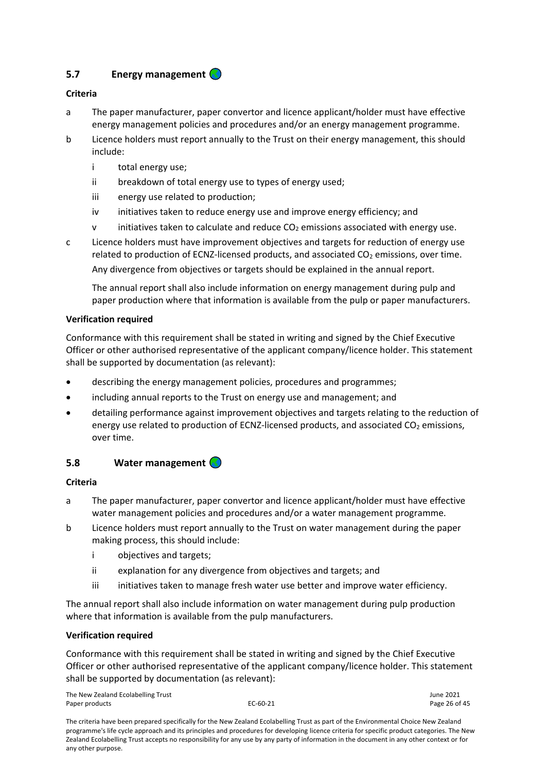## 5.7 Energy management

**Criteria**

a The paper manufacturer, paper convertor and licence applicant/holder must have effective energy management policies and procedures and/or an energy management programme.

b Licence holders must report annually to the Trust on their energy management, this should include:

  i total energy use;

  ii breakdown of total energy use to types of energy used;

  iii energy use related to production;

  iv initiatives taken to reduce energy use and improve energy efficiency; and

  v initiatives taken to calculate and reduce $CO_2$ emissions associated with energy use.

c Licence holders must have improvement objectives and targets for reduction of energy use related to production of ECNZ-licensed products, and associated $CO_2$ emissions, over time.

  Any divergence from objectives or targets should be explained in the annual report.

  The annual report shall also include information on energy management during pulp and paper production where that information is available from the pulp or paper manufacturers.

**Verification required**

Conformance with this requirement shall be stated in writing and signed by the Chief Executive Officer or other authorised representative of the applicant company/licence holder. This statement shall be supported by documentation (as relevant):

- describing the energy management policies, procedures and programmes;
- including annual reports to the Trust on energy use and management; and
- detailing performance against improvement objectives and targets relating to the reduction of energy use related to production of ECNZ-licensed products, and associated $CO_2$ emissions, over time.

## 5.8 Water management

**Criteria**

a The paper manufacturer, paper convertor and licence applicant/holder must have effective water management policies and procedures and/or a water management programme.

b Licence holders must report annually to the Trust on water management during the paper making process, this should include:

  i objectives and targets;

  ii explanation for any divergence from objectives and targets; and

  iii initiatives taken to manage fresh water use better and improve water efficiency.

The annual report shall also include information on water management during pulp production where that information is available from the pulp manufacturers.

**Verification required**

Conformance with this requirement shall be stated in writing and signed by the Chief Executive Officer or other authorised representative of the applicant company/licence holder. This statement shall be supported by documentation (as relevant):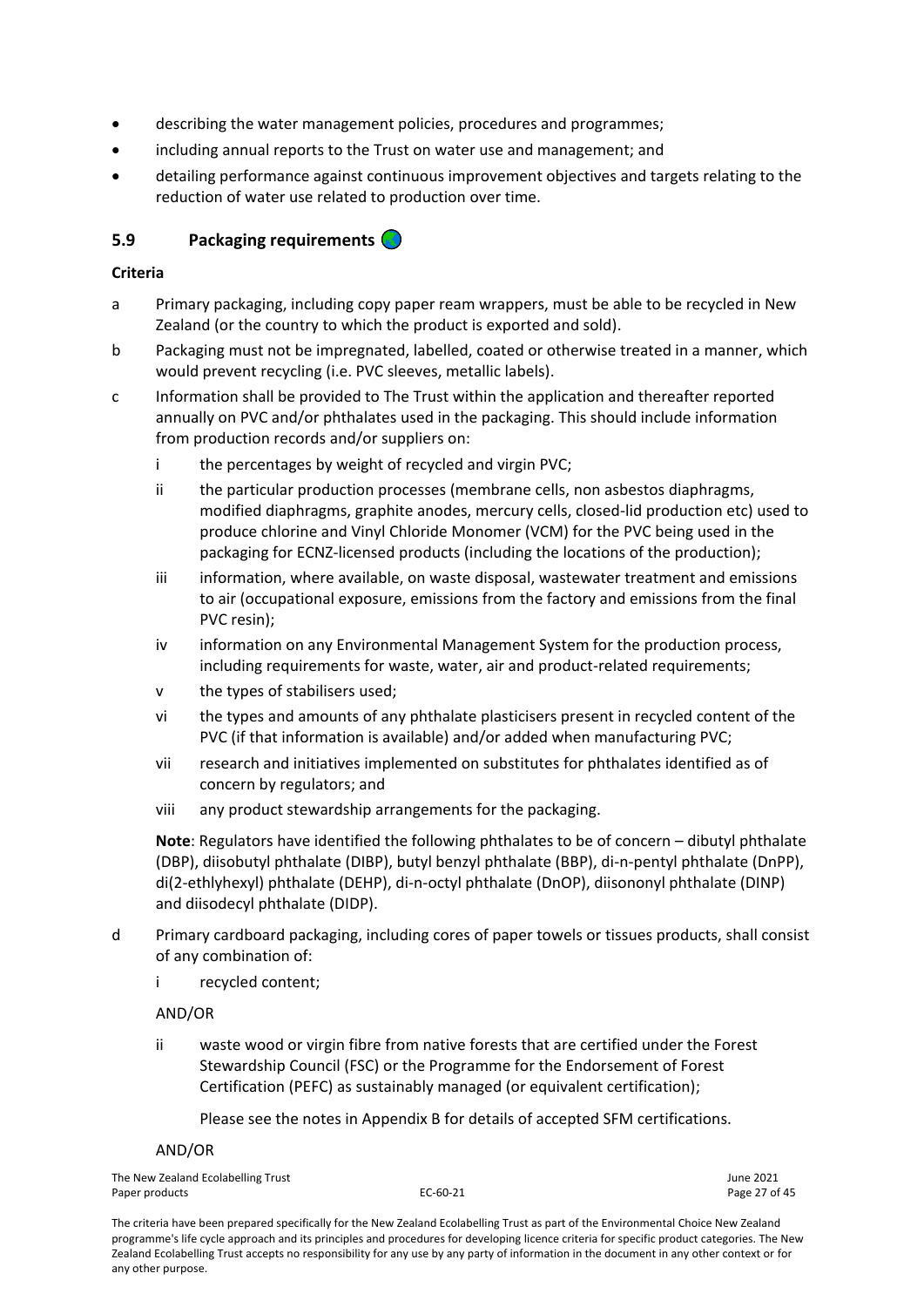- describing the water management policies, procedures and programmes;
- including annual reports to the Trust on water use and management; and
- detailing performance against continuous improvement objectives and targets relating to the reduction of water use related to production over time.

## 5.9 Packaging requirements

**Criteria**

a Primary packaging, including copy paper ream wrappers, must be able to be recycled in New Zealand (or the country to which the product is exported and sold).

b Packaging must not be impregnated, labelled, coated or otherwise treated in a manner, which would prevent recycling (i.e. PVC sleeves, metallic labels).

c Information shall be provided to The Trust within the application and thereafter reported annually on PVC and/or phthalates used in the packaging. This should include information from production records and/or suppliers on:

  i the percentages by weight of recycled and virgin PVC;

  ii the particular production processes (membrane cells, non asbestos diaphragms, modified diaphragms, graphite anodes, mercury cells, closed-lid production etc) used to produce chlorine and Vinyl Chloride Monomer (VCM) for the PVC being used in the packaging for ECNZ-licensed products (including the locations of the production);

  iii information, where available, on waste disposal, wastewater treatment and emissions to air (occupational exposure, emissions from the factory and emissions from the final PVC resin);

  iv information on any Environmental Management System for the production process, including requirements for waste, water, air and product-related requirements;

  v the types of stabilisers used;

  vi the types and amounts of any phthalate plasticisers present in recycled content of the PVC (if that information is available) and/or added when manufacturing PVC;

  vii research and initiatives implemented on substitutes for phthalates identified as of concern by regulators; and

  viii any product stewardship arrangements for the packaging.

  **Note**: Regulators have identified the following phthalates to be of concern – dibutyl phthalate (DBP), diisobutyl phthalate (DIBP), butyl benzyl phthalate (BBP), di-n-pentyl phthalate (DnPP), di(2-ethlyhexyl) phthalate (DEHP), di-n-octyl phthalate (DnOP), diisononyl phthalate (DINP) and diisodecyl phthalate (DIDP).

d Primary cardboard packaging, including cores of paper towels or tissues products, shall consist of any combination of:

  i recycled content;

  AND/OR

  ii waste wood or virgin fibre from native forests that are certified under the Forest Stewardship Council (FSC) or the Programme for the Endorsement of Forest Certification (PEFC) as sustainably managed (or equivalent certification);

  Please see the notes in Appendix B for details of accepted SFM certifications.

  AND/OR

The criteria have been prepared specifically for the New Zealand Ecolabelling Trust as part of the Environmental Choice New Zealand programme's life cycle approach and its principles and procedures for developing licence criteria for specific product categories. The New Zealand Ecolabelling Trust accepts no responsibility for any use by any party of information in the document in any other context or for any other purpose.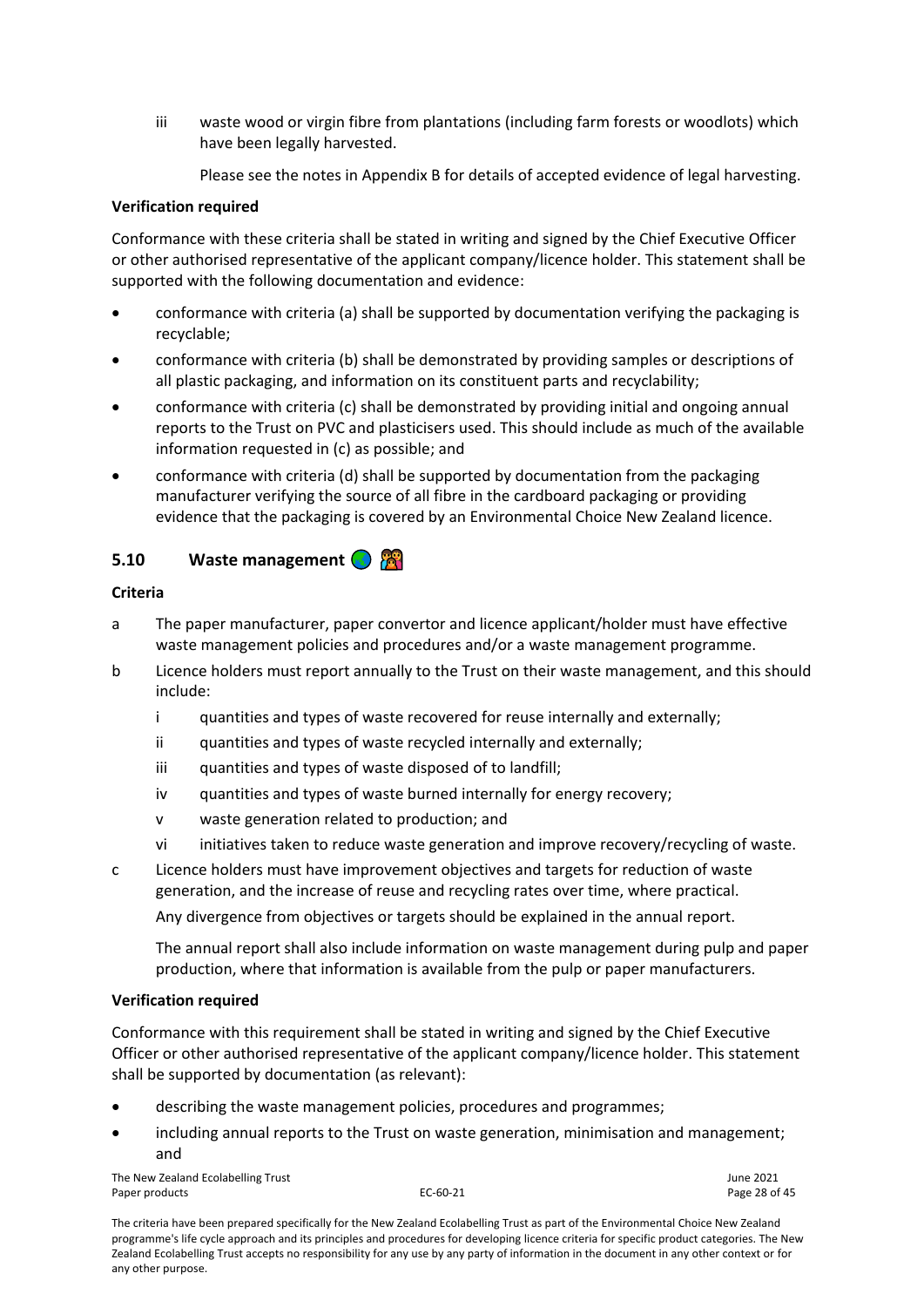iii waste wood or virgin fibre from plantations (including farm forests or woodlots) which have been legally harvested.

Please see the notes in Appendix B for details of accepted evidence of legal harvesting.

**Verification required**

Conformance with these criteria shall be stated in writing and signed by the Chief Executive Officer or other authorised representative of the applicant company/licence holder. This statement shall be supported with the following documentation and evidence:

- conformance with criteria (a) shall be supported by documentation verifying the packaging is recyclable;
- conformance with criteria (b) shall be demonstrated by providing samples or descriptions of all plastic packaging, and information on its constituent parts and recyclability;
- conformance with criteria (c) shall be demonstrated by providing initial and ongoing annual reports to the Trust on PVC and plasticisers used. This should include as much of the available information requested in (c) as possible; and
- conformance with criteria (d) shall be supported by documentation from the packaging manufacturer verifying the source of all fibre in the cardboard packaging or providing evidence that the packaging is covered by an Environmental Choice New Zealand licence.

## 5.10 Waste management

**Criteria**

a The paper manufacturer, paper convertor and licence applicant/holder must have effective waste management policies and procedures and/or a waste management programme.

b Licence holders must report annually to the Trust on their waste management, and this should include:

  i quantities and types of waste recovered for reuse internally and externally;

  ii quantities and types of waste recycled internally and externally;

  iii quantities and types of waste disposed of to landfill;

  iv quantities and types of waste burned internally for energy recovery;

  v waste generation related to production; and

  vi initiatives taken to reduce waste generation and improve recovery/recycling of waste.

c Licence holders must have improvement objectives and targets for reduction of waste generation, and the increase of reuse and recycling rates over time, where practical.

Any divergence from objectives or targets should be explained in the annual report.

The annual report shall also include information on waste management during pulp and paper production, where that information is available from the pulp or paper manufacturers.

**Verification required**

Conformance with this requirement shall be stated in writing and signed by the Chief Executive Officer or other authorised representative of the applicant company/licence holder. This statement shall be supported by documentation (as relevant):

- describing the waste management policies, procedures and programmes;
- including annual reports to the Trust on waste generation, minimisation and management; and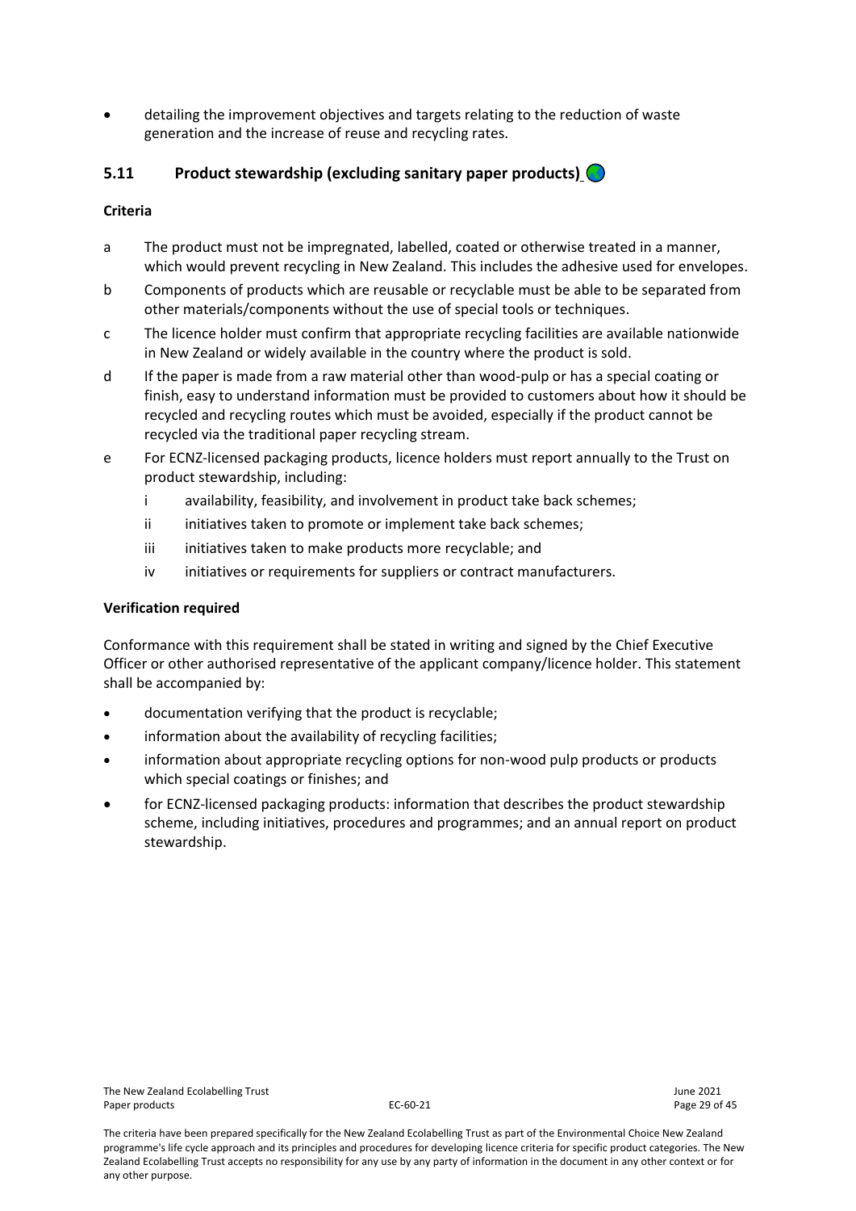- detailing the improvement objectives and targets relating to the reduction of waste generation and the increase of reuse and recycling rates.

## 5.11 Product stewardship (excluding sanitary paper products)

**Criteria**

a The product must not be impregnated, labelled, coated or otherwise treated in a manner, which would prevent recycling in New Zealand. This includes the adhesive used for envelopes.

b Components of products which are reusable or recyclable must be able to be separated from other materials/components without the use of special tools or techniques.

c The licence holder must confirm that appropriate recycling facilities are available nationwide in New Zealand or widely available in the country where the product is sold.

d If the paper is made from a raw material other than wood-pulp or has a special coating or finish, easy to understand information must be provided to customers about how it should be recycled and recycling routes which must be avoided, especially if the product cannot be recycled via the traditional paper recycling stream.

e For ECNZ-licensed packaging products, licence holders must report annually to the Trust on product stewardship, including:

  i availability, feasibility, and involvement in product take back schemes;

  ii initiatives taken to promote or implement take back schemes;

  iii initiatives taken to make products more recyclable; and

  iv initiatives or requirements for suppliers or contract manufacturers.

**Verification required**

Conformance with this requirement shall be stated in writing and signed by the Chief Executive Officer or other authorised representative of the applicant company/licence holder. This statement shall be accompanied by:

- documentation verifying that the product is recyclable;
- information about the availability of recycling facilities;
- information about appropriate recycling options for non-wood pulp products or products which special coatings or finishes; and
- for ECNZ-licensed packaging products: information that describes the product stewardship scheme, including initiatives, procedures and programmes; and an annual report on product stewardship.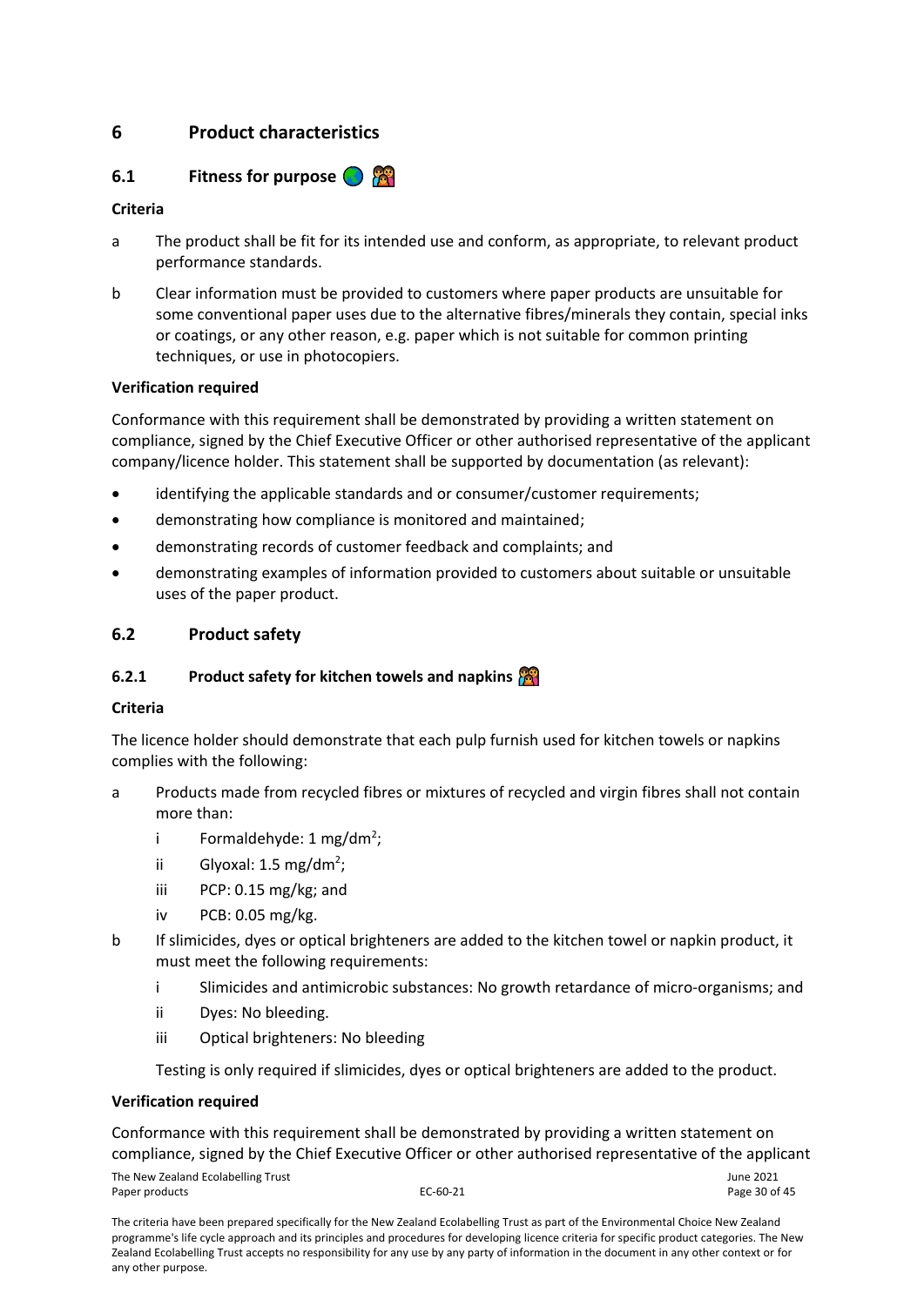# 6 Product characteristics

## 6.1 Fitness for purpose

**Criteria**

a The product shall be fit for its intended use and conform, as appropriate, to relevant product performance standards.

b Clear information must be provided to customers where paper products are unsuitable for some conventional paper uses due to the alternative fibres/minerals they contain, special inks or coatings, or any other reason, e.g. paper which is not suitable for common printing techniques, or use in photocopiers.

**Verification required**

Conformance with this requirement shall be demonstrated by providing a written statement on compliance, signed by the Chief Executive Officer or other authorised representative of the applicant company/licence holder. This statement shall be supported by documentation (as relevant):

- identifying the applicable standards and or consumer/customer requirements;
- demonstrating how compliance is monitored and maintained;
- demonstrating records of customer feedback and complaints; and
- demonstrating examples of information provided to customers about suitable or unsuitable uses of the paper product.

## 6.2 Product safety

### 6.2.1 Product safety for kitchen towels and napkins

**Criteria**

The licence holder should demonstrate that each pulp furnish used for kitchen towels or napkins complies with the following:

a Products made from recycled fibres or mixtures of recycled and virgin fibres shall not contain more than:

  i Formaldehyde: 1 mg/$dm^2$;

  ii Glyoxal: 1.5 mg/$dm^2$;

  iii PCP: 0.15 mg/kg; and

  iv PCB: 0.05 mg/kg.

b If slimicides, dyes or optical brighteners are added to the kitchen towel or napkin product, it must meet the following requirements:

  i Slimicides and antimicrobic substances: No growth retardance of micro-organisms; and

  ii Dyes: No bleeding.

  iii Optical brighteners: No bleeding

  Testing is only required if slimicides, dyes or optical brighteners are added to the product.

**Verification required**

Conformance with this requirement shall be demonstrated by providing a written statement on compliance, signed by the Chief Executive Officer or other authorised representative of the applicant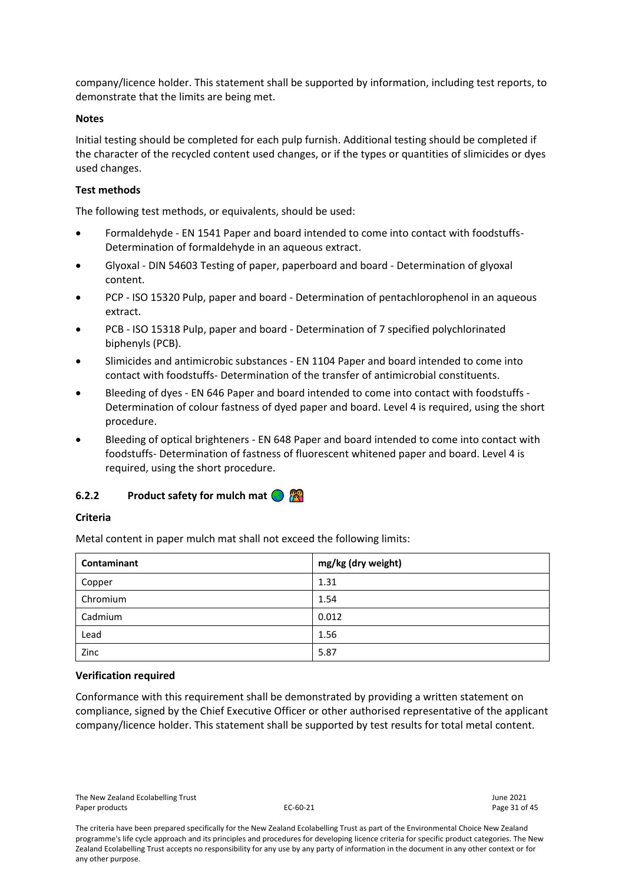company/licence holder. This statement shall be supported by information, including test reports, to demonstrate that the limits are being met.

**Notes**

Initial testing should be completed for each pulp furnish. Additional testing should be completed if the character of the recycled content used changes, or if the types or quantities of slimicides or dyes used changes.

**Test methods**

The following test methods, or equivalents, should be used:

- Formaldehyde - EN 1541 Paper and board intended to come into contact with foodstuffs- Determination of formaldehyde in an aqueous extract.
- Glyoxal - DIN 54603 Testing of paper, paperboard and board - Determination of glyoxal content.
- PCP - ISO 15320 Pulp, paper and board - Determination of pentachlorophenol in an aqueous extract.
- PCB - ISO 15318 Pulp, paper and board - Determination of 7 specified polychlorinated biphenyls (PCB).
- Slimicides and antimicrobic substances - EN 1104 Paper and board intended to come into contact with foodstuffs- Determination of the transfer of antimicrobial constituents.
- Bleeding of dyes - EN 646 Paper and board intended to come into contact with foodstuffs - Determination of colour fastness of dyed paper and board. Level 4 is required, using the short procedure.
- Bleeding of optical brighteners - EN 648 Paper and board intended to come into contact with foodstuffs- Determination of fastness of fluorescent whitened paper and board. Level 4 is required, using the short procedure.

### 6.2.2 Product safety for mulch mat

**Criteria**

Metal content in paper mulch mat shall not exceed the following limits:

| Contaminant | mg/kg (dry weight) |
|---|---|
| Copper | 1.31 |
| Chromium | 1.54 |
| Cadmium | 0.012 |
| Lead | 1.56 |
| Zinc | 5.87 |

**Verification required**

Conformance with this requirement shall be demonstrated by providing a written statement on compliance, signed by the Chief Executive Officer or other authorised representative of the applicant company/licence holder. This statement shall be supported by test results for total metal content.

The criteria have been prepared specifically for the New Zealand Ecolabelling Trust as part of the Environmental Choice New Zealand programme's life cycle approach and its principles and procedures for developing licence criteria for specific product categories. The New Zealand Ecolabelling Trust accepts no responsibility for any use by any party of information in the document in any other context or for any other purpose.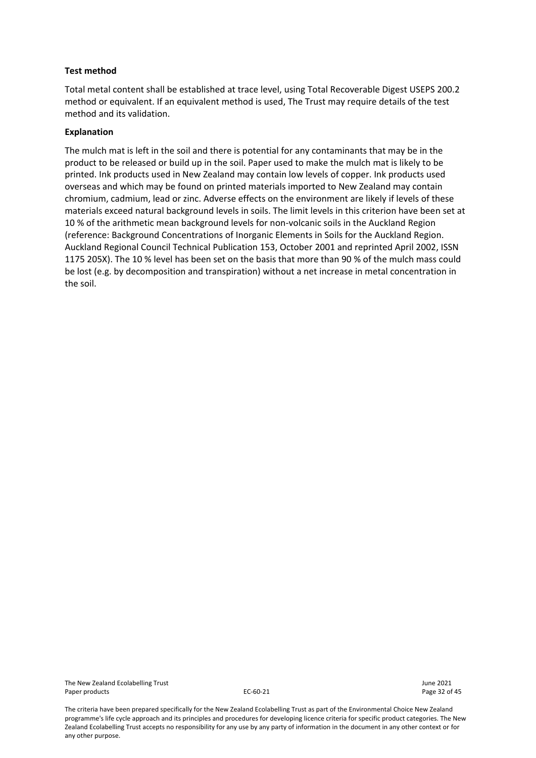**Test method**

Total metal content shall be established at trace level, using Total Recoverable Digest USEPS 200.2 method or equivalent. If an equivalent method is used, The Trust may require details of the test method and its validation.

**Explanation**

The mulch mat is left in the soil and there is potential for any contaminants that may be in the product to be released or build up in the soil. Paper used to make the mulch mat is likely to be printed. Ink products used in New Zealand may contain low levels of copper. Ink products used overseas and which may be found on printed materials imported to New Zealand may contain chromium, cadmium, lead or zinc. Adverse effects on the environment are likely if levels of these materials exceed natural background levels in soils. The limit levels in this criterion have been set at 10 % of the arithmetic mean background levels for non-volcanic soils in the Auckland Region (reference: Background Concentrations of Inorganic Elements in Soils for the Auckland Region. Auckland Regional Council Technical Publication 153, October 2001 and reprinted April 2002, ISSN 1175 205X). The 10 % level has been set on the basis that more than 90 % of the mulch mass could be lost (e.g. by decomposition and transpiration) without a net increase in metal concentration in the soil.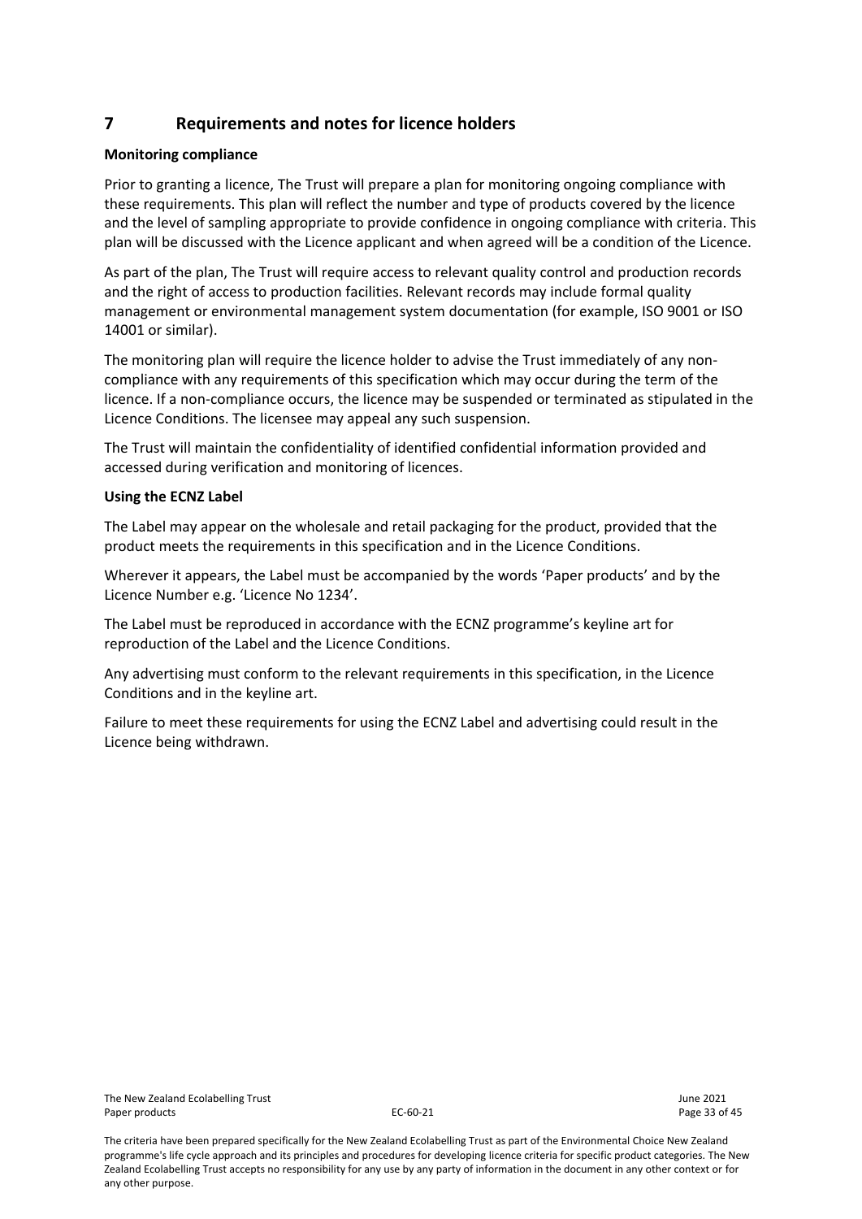# 7 Requirements and notes for licence holders

**Monitoring compliance**

Prior to granting a licence, The Trust will prepare a plan for monitoring ongoing compliance with these requirements. This plan will reflect the number and type of products covered by the licence and the level of sampling appropriate to provide confidence in ongoing compliance with criteria. This plan will be discussed with the Licence applicant and when agreed will be a condition of the Licence.

As part of the plan, The Trust will require access to relevant quality control and production records and the right of access to production facilities. Relevant records may include formal quality management or environmental management system documentation (for example, ISO 9001 or ISO 14001 or similar).

The monitoring plan will require the licence holder to advise the Trust immediately of any non-compliance with any requirements of this specification which may occur during the term of the licence. If a non-compliance occurs, the licence may be suspended or terminated as stipulated in the Licence Conditions. The licensee may appeal any such suspension.

The Trust will maintain the confidentiality of identified confidential information provided and accessed during verification and monitoring of licences.

**Using the ECNZ Label**

The Label may appear on the wholesale and retail packaging for the product, provided that the product meets the requirements in this specification and in the Licence Conditions.

Wherever it appears, the Label must be accompanied by the words 'Paper products' and by the Licence Number e.g. 'Licence No 1234'.

The Label must be reproduced in accordance with the ECNZ programme's keyline art for reproduction of the Label and the Licence Conditions.

Any advertising must conform to the relevant requirements in this specification, in the Licence Conditions and in the keyline art.

Failure to meet these requirements for using the ECNZ Label and advertising could result in the Licence being withdrawn.

The criteria have been prepared specifically for the New Zealand Ecolabelling Trust as part of the Environmental Choice New Zealand programme's life cycle approach and its principles and procedures for developing licence criteria for specific product categories. The New Zealand Ecolabelling Trust accepts no responsibility for any use by any party of information in the document in any other context or for any other purpose.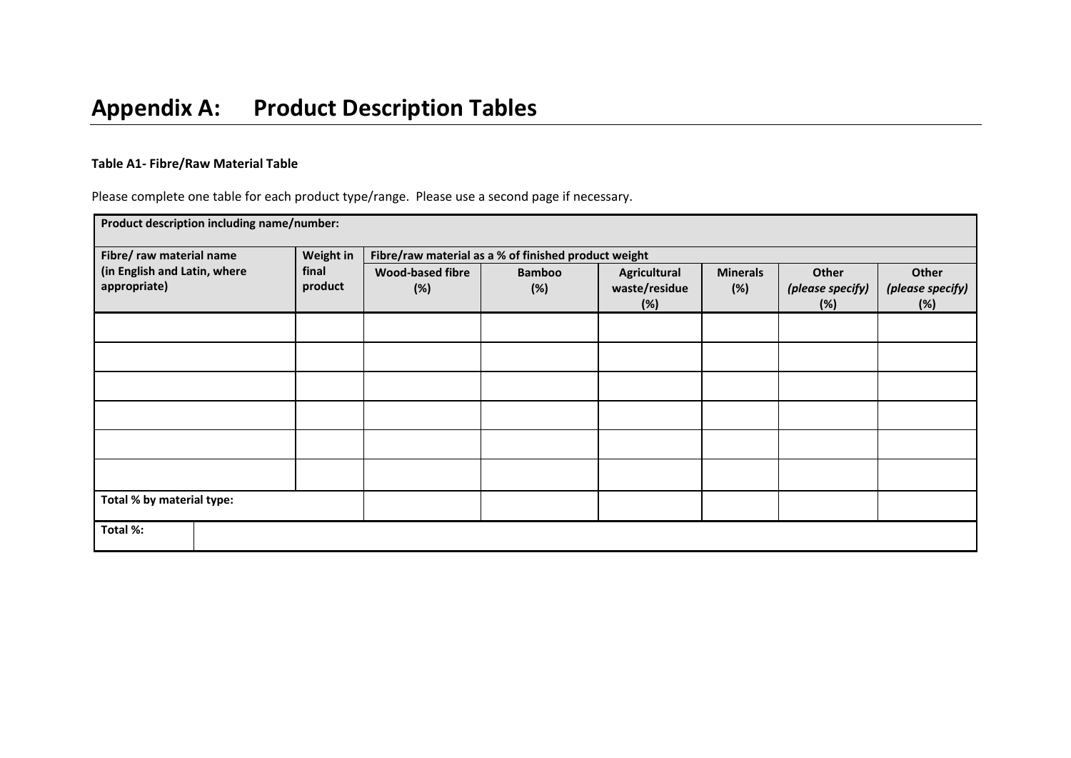# Appendix A: Product Description Tables

**Table A1- Fibre/Raw Material Table**

Please complete one table for each product type/range. Please use a second page if necessary.

| **Product description including name/number:** | | | | | | | |
|---|---|---|---|---|---|---|---|
| **Fibre/ raw material name (in English and Latin, where appropriate)** | **Weight in final product** | **Fibre/raw material as a % of finished product weight** | | | | | |
| | | **Wood-based fibre (%)** | **Bamboo (%)** | **Agricultural waste/residue (%)** | **Minerals (%)** | **Other *(please specify)* (%)** | **Other *(please specify)* (%)** |
| | | | | | | | |
| | | | | | | | |
| | | | | | | | |
| | | | | | | | |
| | | | | | | | |
| | | | | | | | |
| **Total % by material type:** | | | | | | | |
| **Total %:** | | | | | | | |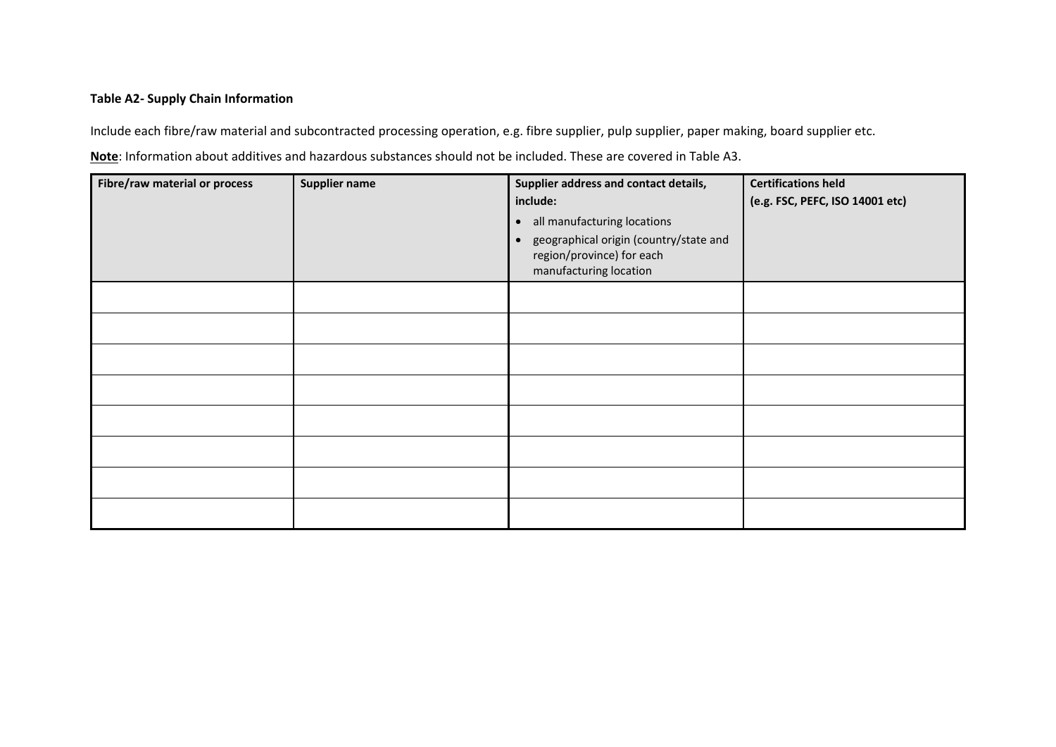**Table A2- Supply Chain Information**

Include each fibre/raw material and subcontracted processing operation, e.g. fibre supplier, pulp supplier, paper making, board supplier etc.

**Note**: Information about additives and hazardous substances should not be included. These are covered in Table A3.

| **Fibre/raw material or process** | **Supplier name** | **Supplier address and contact details, include:**<br>• all manufacturing locations<br>• geographical origin (country/state and region/province) for each manufacturing location | **Certifications held (e.g. FSC, PEFC, ISO 14001 etc)** |
|---|---|---|---|
| | | | |
| | | | |
| | | | |
| | | | |
| | | | |
| | | | |
| | | | |
| | | | |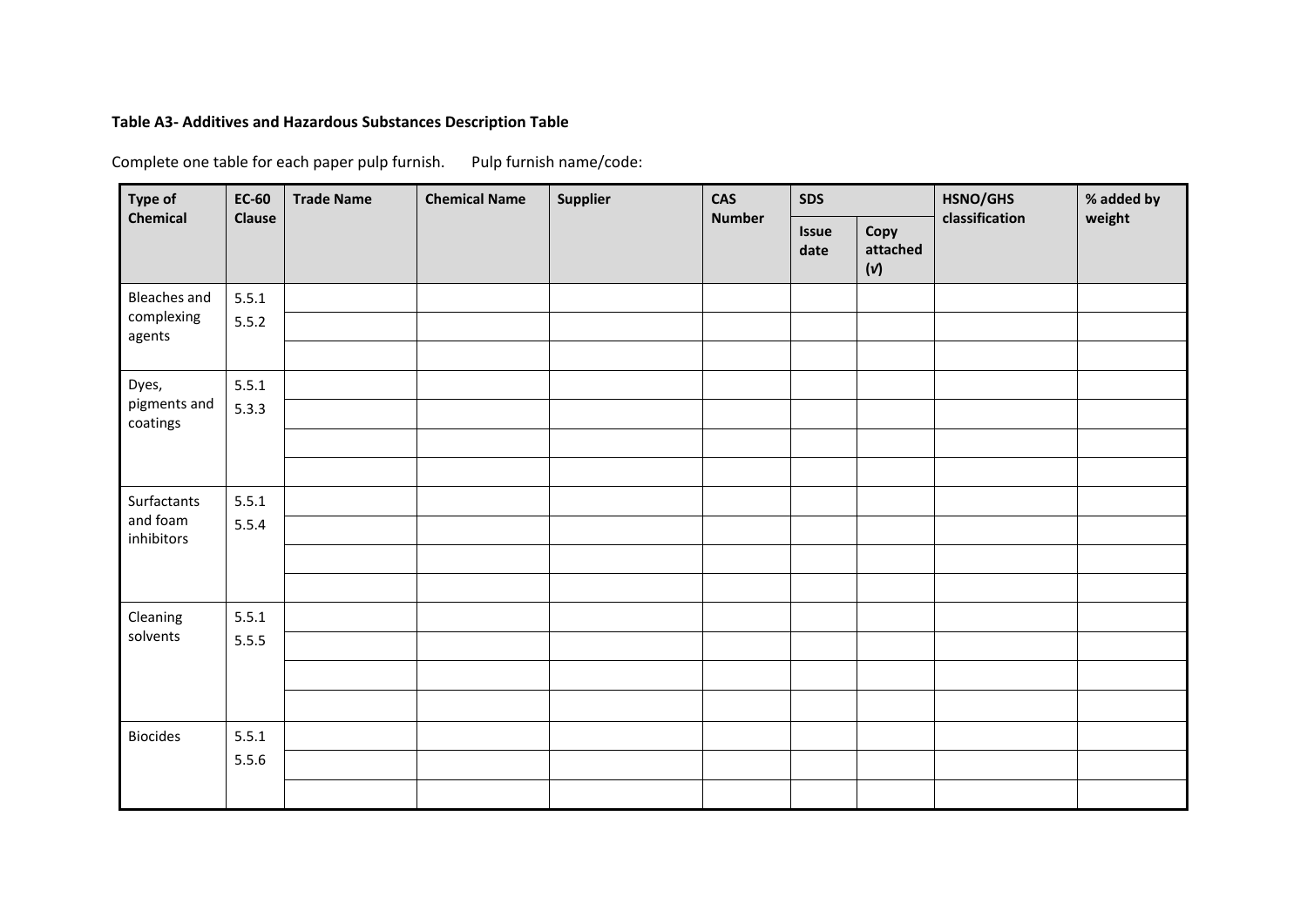**Table A3- Additives and Hazardous Substances Description Table**

Complete one table for each paper pulp furnish.      Pulp furnish name/code:

| Type of Chemical | EC-60 Clause | Trade Name | Chemical Name | Supplier | CAS Number | SDS | | HSNO/GHS classification | % added by weight |
|---|---|---|---|---|---|---|---|---|---|
| | | | | | | Issue date | Copy attached (✓) | | |
| Bleaches and complexing agents | 5.5.1 5.5.2 | | | | | | | | |
| | | | | | | | | | |
| | | | | | | | | | |
| Dyes, pigments and coatings | 5.5.1 5.3.3 | | | | | | | | |
| | | | | | | | | | |
| | | | | | | | | | |
| | | | | | | | | | |
| Surfactants and foam inhibitors | 5.5.1 5.5.4 | | | | | | | | |
| | | | | | | | | | |
| | | | | | | | | | |
| | | | | | | | | | |
| Cleaning solvents | 5.5.1 5.5.5 | | | | | | | | |
| | | | | | | | | | |
| | | | | | | | | | |
| | | | | | | | | | |
| Biocides | 5.5.1 5.5.6 | | | | | | | | |
| | | | | | | | | | |
| | | | | | | | | | |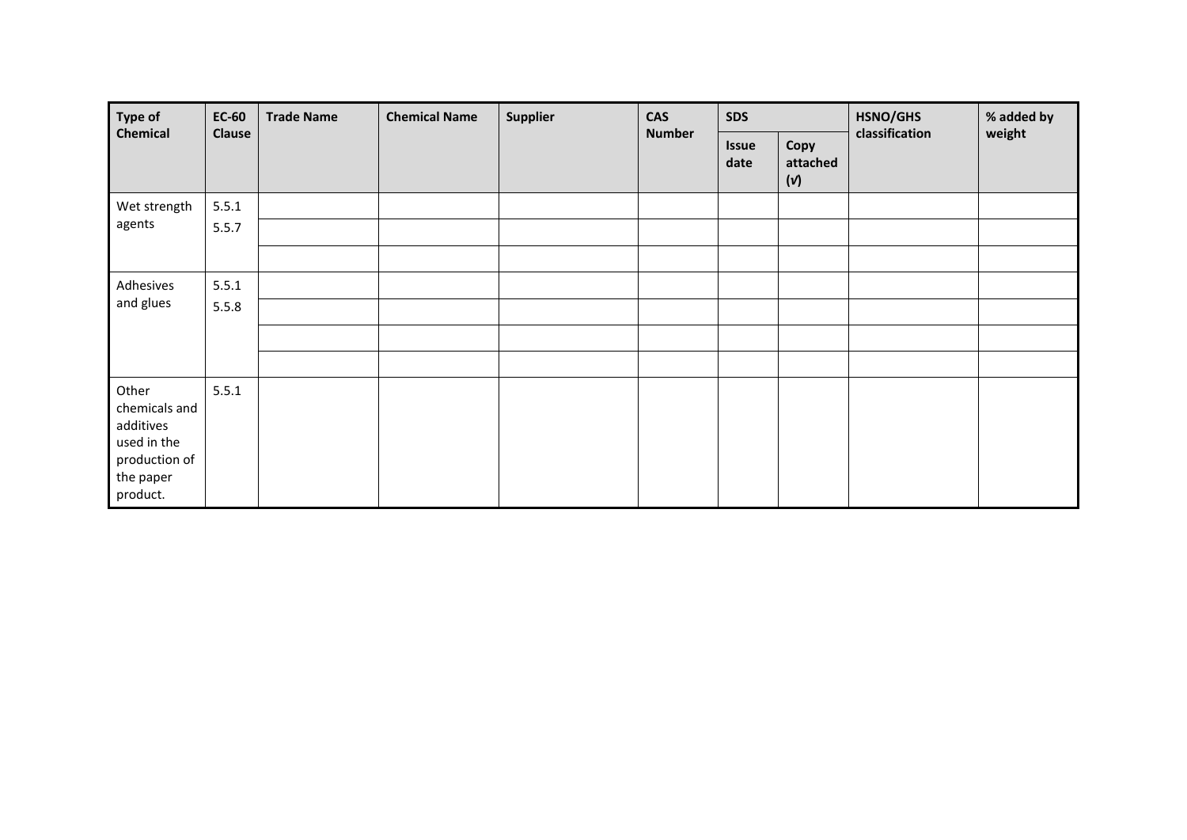| Type of Chemical | EC-60 Clause | Trade Name | Chemical Name | Supplier | CAS Number | SDS | | HSNO/GHS classification | % added by weight |
|---|---|---|---|---|---|---|---|---|---|
| | | | | | | Issue date | Copy attached (✓) | | |
| Wet strength agents | 5.5.1 | | | | | | | | |
| | 5.5.7 | | | | | | | | |
| | | | | | | | | | |
| Adhesives and glues | 5.5.1 | | | | | | | | |
| | 5.5.8 | | | | | | | | |
| | | | | | | | | | |
| | | | | | | | | | |
| Other chemicals and additives used in the production of the paper product. | 5.5.1 | | | | | | | | |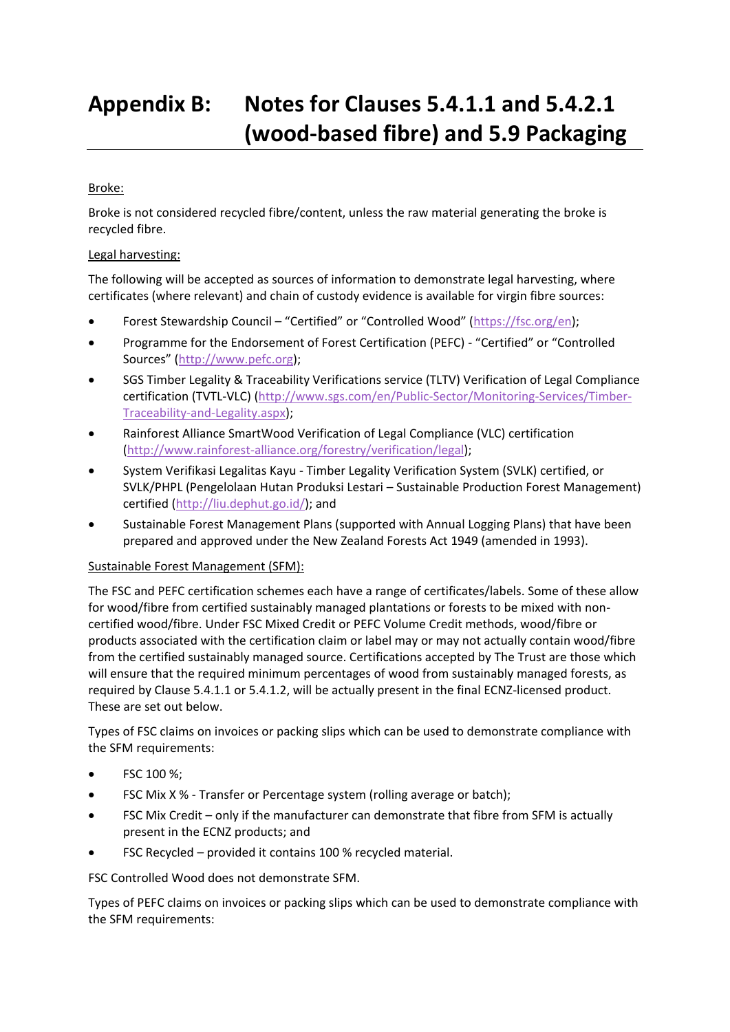# Appendix B: Notes for Clauses 5.4.1.1 and 5.4.2.1 (wood-based fibre) and 5.9 Packaging

Broke:

Broke is not considered recycled fibre/content, unless the raw material generating the broke is recycled fibre.

Legal harvesting:

The following will be accepted as sources of information to demonstrate legal harvesting, where certificates (where relevant) and chain of custody evidence is available for virgin fibre sources:

- Forest Stewardship Council – "Certified" or "Controlled Wood" (https://fsc.org/en);
- Programme for the Endorsement of Forest Certification (PEFC) - "Certified" or "Controlled Sources" (http://www.pefc.org);
- SGS Timber Legality & Traceability Verifications service (TLTV) Verification of Legal Compliance certification (TVTL-VLC) (http://www.sgs.com/en/Public-Sector/Monitoring-Services/Timber-Traceability-and-Legality.aspx);
- Rainforest Alliance SmartWood Verification of Legal Compliance (VLC) certification (http://www.rainforest-alliance.org/forestry/verification/legal);
- System Verifikasi Legalitas Kayu - Timber Legality Verification System (SVLK) certified, or SVLK/PHPL (Pengelolaan Hutan Produksi Lestari – Sustainable Production Forest Management) certified (http://liu.dephut.go.id/); and
- Sustainable Forest Management Plans (supported with Annual Logging Plans) that have been prepared and approved under the New Zealand Forests Act 1949 (amended in 1993).

Sustainable Forest Management (SFM):

The FSC and PEFC certification schemes each have a range of certificates/labels. Some of these allow for wood/fibre from certified sustainably managed plantations or forests to be mixed with non-certified wood/fibre. Under FSC Mixed Credit or PEFC Volume Credit methods, wood/fibre or products associated with the certification claim or label may or may not actually contain wood/fibre from the certified sustainably managed source. Certifications accepted by The Trust are those which will ensure that the required minimum percentages of wood from sustainably managed forests, as required by Clause 5.4.1.1 or 5.4.1.2, will be actually present in the final ECNZ-licensed product. These are set out below.

Types of FSC claims on invoices or packing slips which can be used to demonstrate compliance with the SFM requirements:

- FSC 100 %;
- FSC Mix X % - Transfer or Percentage system (rolling average or batch);
- FSC Mix Credit – only if the manufacturer can demonstrate that fibre from SFM is actually present in the ECNZ products; and
- FSC Recycled – provided it contains 100 % recycled material.

FSC Controlled Wood does not demonstrate SFM.

Types of PEFC claims on invoices or packing slips which can be used to demonstrate compliance with the SFM requirements: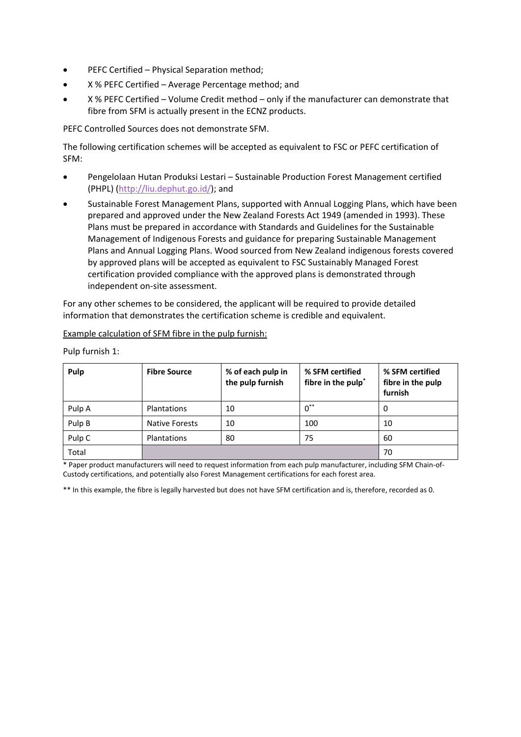- PEFC Certified – Physical Separation method;
- X % PEFC Certified – Average Percentage method; and
- X % PEFC Certified – Volume Credit method – only if the manufacturer can demonstrate that fibre from SFM is actually present in the ECNZ products.

PEFC Controlled Sources does not demonstrate SFM.

The following certification schemes will be accepted as equivalent to FSC or PEFC certification of SFM:

- Pengelolaan Hutan Produksi Lestari – Sustainable Production Forest Management certified (PHPL) (http://liu.dephut.go.id/); and
- Sustainable Forest Management Plans, supported with Annual Logging Plans, which have been prepared and approved under the New Zealand Forests Act 1949 (amended in 1993). These Plans must be prepared in accordance with Standards and Guidelines for the Sustainable Management of Indigenous Forests and guidance for preparing Sustainable Management Plans and Annual Logging Plans. Wood sourced from New Zealand indigenous forests covered by approved plans will be accepted as equivalent to FSC Sustainably Managed Forest certification provided compliance with the approved plans is demonstrated through independent on-site assessment.

For any other schemes to be considered, the applicant will be required to provide detailed information that demonstrates the certification scheme is credible and equivalent.

<u>Example calculation of SFM fibre in the pulp furnish:</u>

Pulp furnish 1:

| Pulp | Fibre Source | % of each pulp in the pulp furnish | % SFM certified fibre in the pulp* | % SFM certified fibre in the pulp furnish |
|---|---|---|---|---|
| Pulp A | Plantations | 10 | 0** | 0 |
| Pulp B | Native Forests | 10 | 100 | 10 |
| Pulp C | Plantations | 80 | 75 | 60 |
| Total | | | | 70 |

* Paper product manufacturers will need to request information from each pulp manufacturer, including SFM Chain-of-Custody certifications, and potentially also Forest Management certifications for each forest area.

** In this example, the fibre is legally harvested but does not have SFM certification and is, therefore, recorded as 0.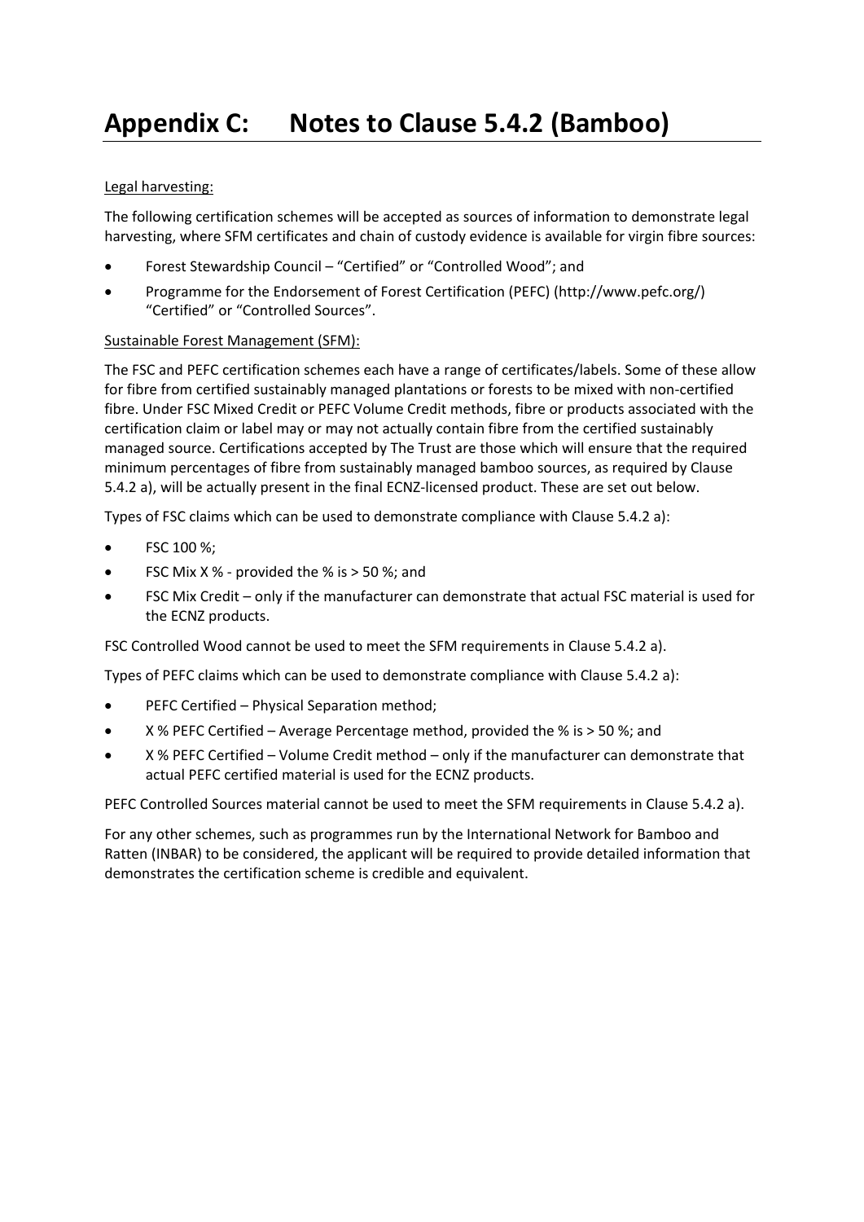# Appendix C: Notes to Clause 5.4.2 (Bamboo)

Legal harvesting:

The following certification schemes will be accepted as sources of information to demonstrate legal harvesting, where SFM certificates and chain of custody evidence is available for virgin fibre sources:

- Forest Stewardship Council – "Certified" or "Controlled Wood"; and
- Programme for the Endorsement of Forest Certification (PEFC) (http://www.pefc.org/) "Certified" or "Controlled Sources".

Sustainable Forest Management (SFM):

The FSC and PEFC certification schemes each have a range of certificates/labels. Some of these allow for fibre from certified sustainably managed plantations or forests to be mixed with non-certified fibre. Under FSC Mixed Credit or PEFC Volume Credit methods, fibre or products associated with the certification claim or label may or may not actually contain fibre from the certified sustainably managed source. Certifications accepted by The Trust are those which will ensure that the required minimum percentages of fibre from sustainably managed bamboo sources, as required by Clause 5.4.2 a), will be actually present in the final ECNZ-licensed product. These are set out below.

Types of FSC claims which can be used to demonstrate compliance with Clause 5.4.2 a):

- FSC 100 %;
- FSC Mix X % - provided the % is > 50 %; and
- FSC Mix Credit – only if the manufacturer can demonstrate that actual FSC material is used for the ECNZ products.

FSC Controlled Wood cannot be used to meet the SFM requirements in Clause 5.4.2 a).

Types of PEFC claims which can be used to demonstrate compliance with Clause 5.4.2 a):

- PEFC Certified – Physical Separation method;
- X % PEFC Certified – Average Percentage method, provided the % is > 50 %; and
- X % PEFC Certified – Volume Credit method – only if the manufacturer can demonstrate that actual PEFC certified material is used for the ECNZ products.

PEFC Controlled Sources material cannot be used to meet the SFM requirements in Clause 5.4.2 a).

For any other schemes, such as programmes run by the International Network for Bamboo and Ratten (INBAR) to be considered, the applicant will be required to provide detailed information that demonstrates the certification scheme is credible and equivalent.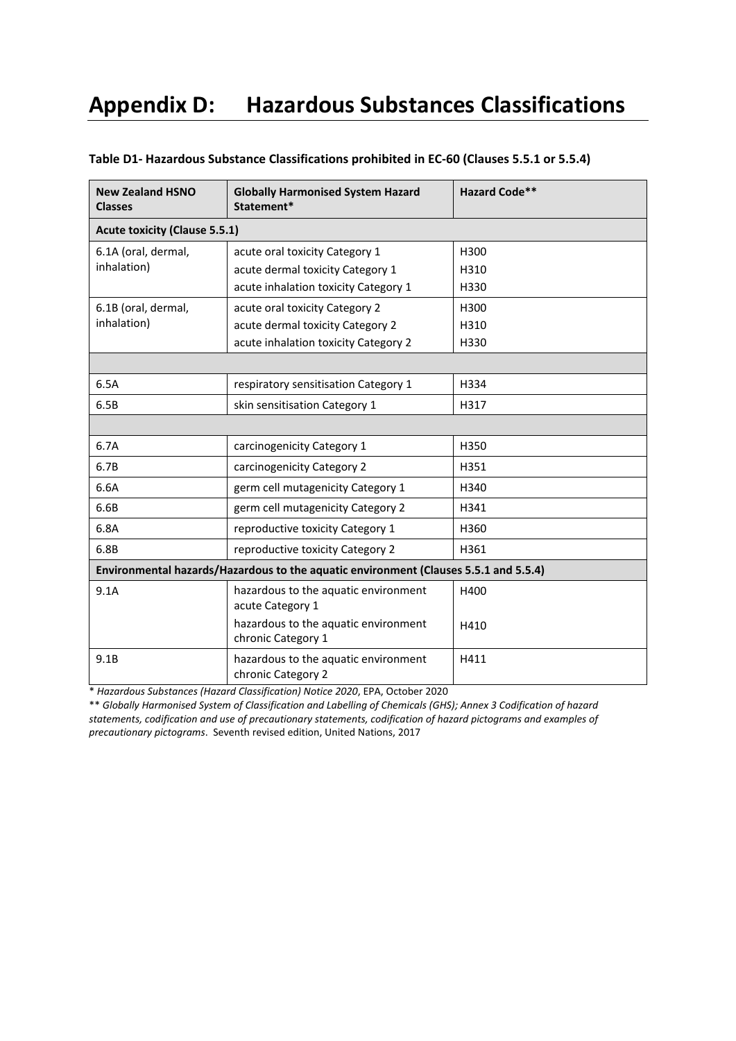# Appendix D: Hazardous Substances Classifications

**Table D1- Hazardous Substance Classifications prohibited in EC-60 (Clauses 5.5.1 or 5.5.4)**

| New Zealand HSNO Classes | Globally Harmonised System Hazard Statement* | Hazard Code** |
|---|---|---|
| **Acute toxicity (Clause 5.5.1)** | | |
| 6.1A (oral, dermal, inhalation) | acute oral toxicity Category 1<br>acute dermal toxicity Category 1<br>acute inhalation toxicity Category 1 | H300<br>H310<br>H330 |
| 6.1B (oral, dermal, inhalation) | acute oral toxicity Category 2<br>acute dermal toxicity Category 2<br>acute inhalation toxicity Category 2 | H300<br>H310<br>H330 |
| | | |
| 6.5A | respiratory sensitisation Category 1 | H334 |
| 6.5B | skin sensitisation Category 1 | H317 |
| | | |
| 6.7A | carcinogenicity Category 1 | H350 |
| 6.7B | carcinogenicity Category 2 | H351 |
| 6.6A | germ cell mutagenicity Category 1 | H340 |
| 6.6B | germ cell mutagenicity Category 2 | H341 |
| 6.8A | reproductive toxicity Category 1 | H360 |
| 6.8B | reproductive toxicity Category 2 | H361 |
| **Environmental hazards/Hazardous to the aquatic environment (Clauses 5.5.1 and 5.5.4)** | | |
| 9.1A | hazardous to the aquatic environment acute Category 1<br>hazardous to the aquatic environment chronic Category 1 | H400<br>H410 |
| 9.1B | hazardous to the aquatic environment chronic Category 2 | H411 |

\* *Hazardous Substances (Hazard Classification) Notice 2020*, EPA, October 2020

\*\* *Globally Harmonised System of Classification and Labelling of Chemicals (GHS); Annex 3 Codification of hazard statements, codification and use of precautionary statements, codification of hazard pictograms and examples of precautionary pictograms*. Seventh revised edition, United Nations, 2017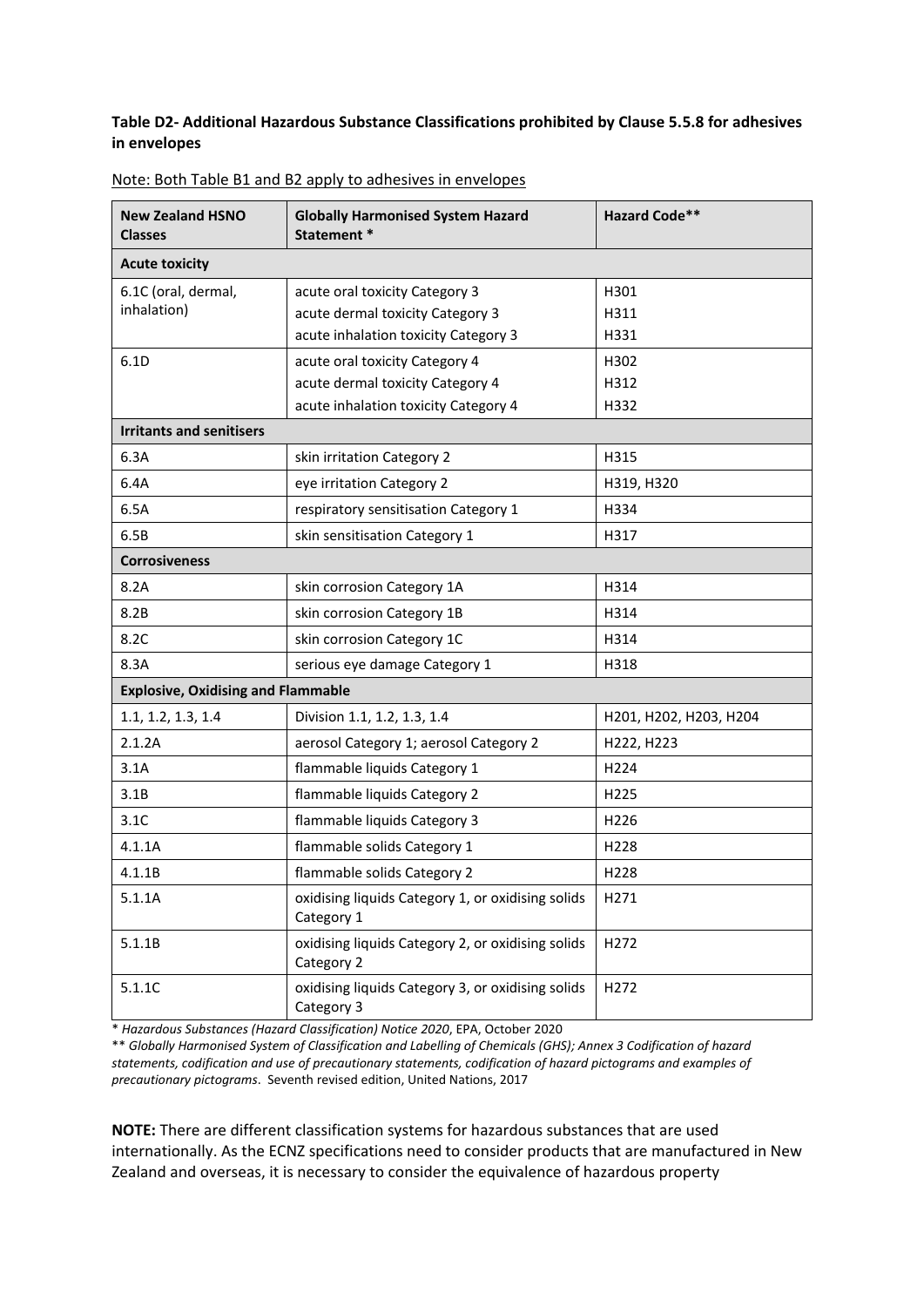**Table D2- Additional Hazardous Substance Classifications prohibited by Clause 5.5.8 for adhesives in envelopes**

Note: Both Table B1 and B2 apply to adhesives in envelopes

| New Zealand HSNO Classes | Globally Harmonised System Hazard Statement * | Hazard Code** |
|---|---|---|
| **Acute toxicity** | | |
| 6.1C (oral, dermal, inhalation) | acute oral toxicity Category 3<br>acute dermal toxicity Category 3<br>acute inhalation toxicity Category 3 | H301<br>H311<br>H331 |
| 6.1D | acute oral toxicity Category 4<br>acute dermal toxicity Category 4<br>acute inhalation toxicity Category 4 | H302<br>H312<br>H332 |
| **Irritants and senitisers** | | |
| 6.3A | skin irritation Category 2 | H315 |
| 6.4A | eye irritation Category 2 | H319, H320 |
| 6.5A | respiratory sensitisation Category 1 | H334 |
| 6.5B | skin sensitisation Category 1 | H317 |
| **Corrosiveness** | | |
| 8.2A | skin corrosion Category 1A | H314 |
| 8.2B | skin corrosion Category 1B | H314 |
| 8.2C | skin corrosion Category 1C | H314 |
| 8.3A | serious eye damage Category 1 | H318 |
| **Explosive, Oxidising and Flammable** | | |
| 1.1, 1.2, 1.3, 1.4 | Division 1.1, 1.2, 1.3, 1.4 | H201, H202, H203, H204 |
| 2.1.2A | aerosol Category 1; aerosol Category 2 | H222, H223 |
| 3.1A | flammable liquids Category 1 | H224 |
| 3.1B | flammable liquids Category 2 | H225 |
| 3.1C | flammable liquids Category 3 | H226 |
| 4.1.1A | flammable solids Category 1 | H228 |
| 4.1.1B | flammable solids Category 2 | H228 |
| 5.1.1A | oxidising liquids Category 1, or oxidising solids Category 1 | H271 |
| 5.1.1B | oxidising liquids Category 2, or oxidising solids Category 2 | H272 |
| 5.1.1C | oxidising liquids Category 3, or oxidising solids Category 3 | H272 |

\* *Hazardous Substances (Hazard Classification) Notice 2020*, EPA, October 2020

\*\* *Globally Harmonised System of Classification and Labelling of Chemicals (GHS); Annex 3 Codification of hazard statements, codification and use of precautionary statements, codification of hazard pictograms and examples of precautionary pictograms*. Seventh revised edition, United Nations, 2017

**NOTE:** There are different classification systems for hazardous substances that are used internationally. As the ECNZ specifications need to consider products that are manufactured in New Zealand and overseas, it is necessary to consider the equivalence of hazardous property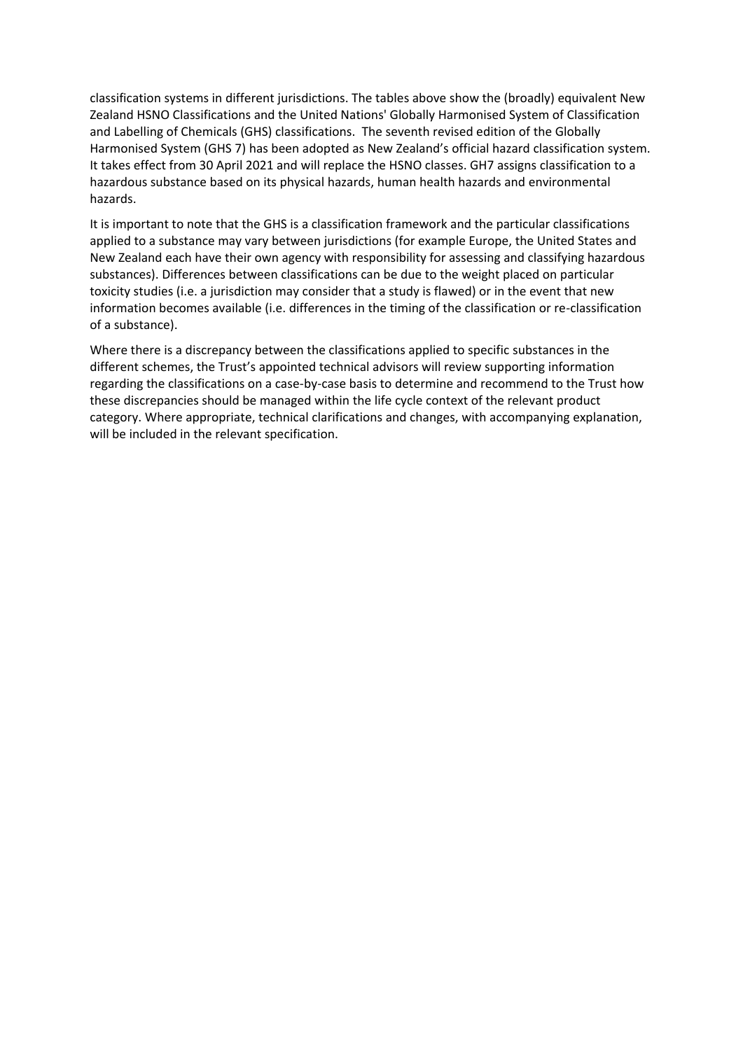classification systems in different jurisdictions. The tables above show the (broadly) equivalent New Zealand HSNO Classifications and the United Nations' Globally Harmonised System of Classification and Labelling of Chemicals (GHS) classifications.  The seventh revised edition of the Globally Harmonised System (GHS 7) has been adopted as New Zealand's official hazard classification system. It takes effect from 30 April 2021 and will replace the HSNO classes. GH7 assigns classification to a hazardous substance based on its physical hazards, human health hazards and environmental hazards.

It is important to note that the GHS is a classification framework and the particular classifications applied to a substance may vary between jurisdictions (for example Europe, the United States and New Zealand each have their own agency with responsibility for assessing and classifying hazardous substances). Differences between classifications can be due to the weight placed on particular toxicity studies (i.e. a jurisdiction may consider that a study is flawed) or in the event that new information becomes available (i.e. differences in the timing of the classification or re-classification of a substance).

Where there is a discrepancy between the classifications applied to specific substances in the different schemes, the Trust's appointed technical advisors will review supporting information regarding the classifications on a case-by-case basis to determine and recommend to the Trust how these discrepancies should be managed within the life cycle context of the relevant product category. Where appropriate, technical clarifications and changes, with accompanying explanation, will be included in the relevant specification.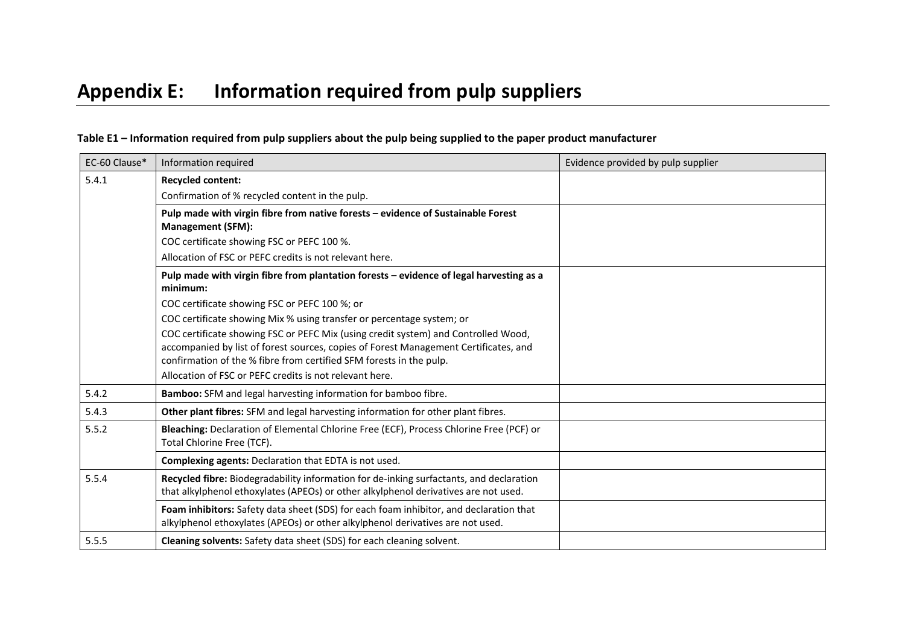# Appendix E: Information required from pulp suppliers

**Table E1 – Information required from pulp suppliers about the pulp being supplied to the paper product manufacturer**

| EC-60 Clause* | Information required | Evidence provided by pulp supplier |
|---|---|---|
| 5.4.1 | **Recycled content:**<br>Confirmation of % recycled content in the pulp. | |
| | **Pulp made with virgin fibre from native forests – evidence of Sustainable Forest Management (SFM):**<br>COC certificate showing FSC or PEFC 100 %.<br>Allocation of FSC or PEFC credits is not relevant here. | |
| | **Pulp made with virgin fibre from plantation forests – evidence of legal harvesting as a minimum:**<br>COC certificate showing FSC or PEFC 100 %; or<br>COC certificate showing Mix % using transfer or percentage system; or<br>COC certificate showing FSC or PEFC Mix (using credit system) and Controlled Wood, accompanied by list of forest sources, copies of Forest Management Certificates, and confirmation of the % fibre from certified SFM forests in the pulp.<br>Allocation of FSC or PEFC credits is not relevant here. | |
| 5.4.2 | **Bamboo:** SFM and legal harvesting information for bamboo fibre. | |
| 5.4.3 | **Other plant fibres:** SFM and legal harvesting information for other plant fibres. | |
| 5.5.2 | **Bleaching:** Declaration of Elemental Chlorine Free (ECF), Process Chlorine Free (PCF) or Total Chlorine Free (TCF). | |
| | **Complexing agents:** Declaration that EDTA is not used. | |
| 5.5.4 | **Recycled fibre:** Biodegradability information for de-inking surfactants, and declaration that alkylphenol ethoxylates (APEOs) or other alkylphenol derivatives are not used. | |
| | **Foam inhibitors:** Safety data sheet (SDS) for each foam inhibitor, and declaration that alkylphenol ethoxylates (APEOs) or other alkylphenol derivatives are not used. | |
| 5.5.5 | **Cleaning solvents:** Safety data sheet (SDS) for each cleaning solvent. | |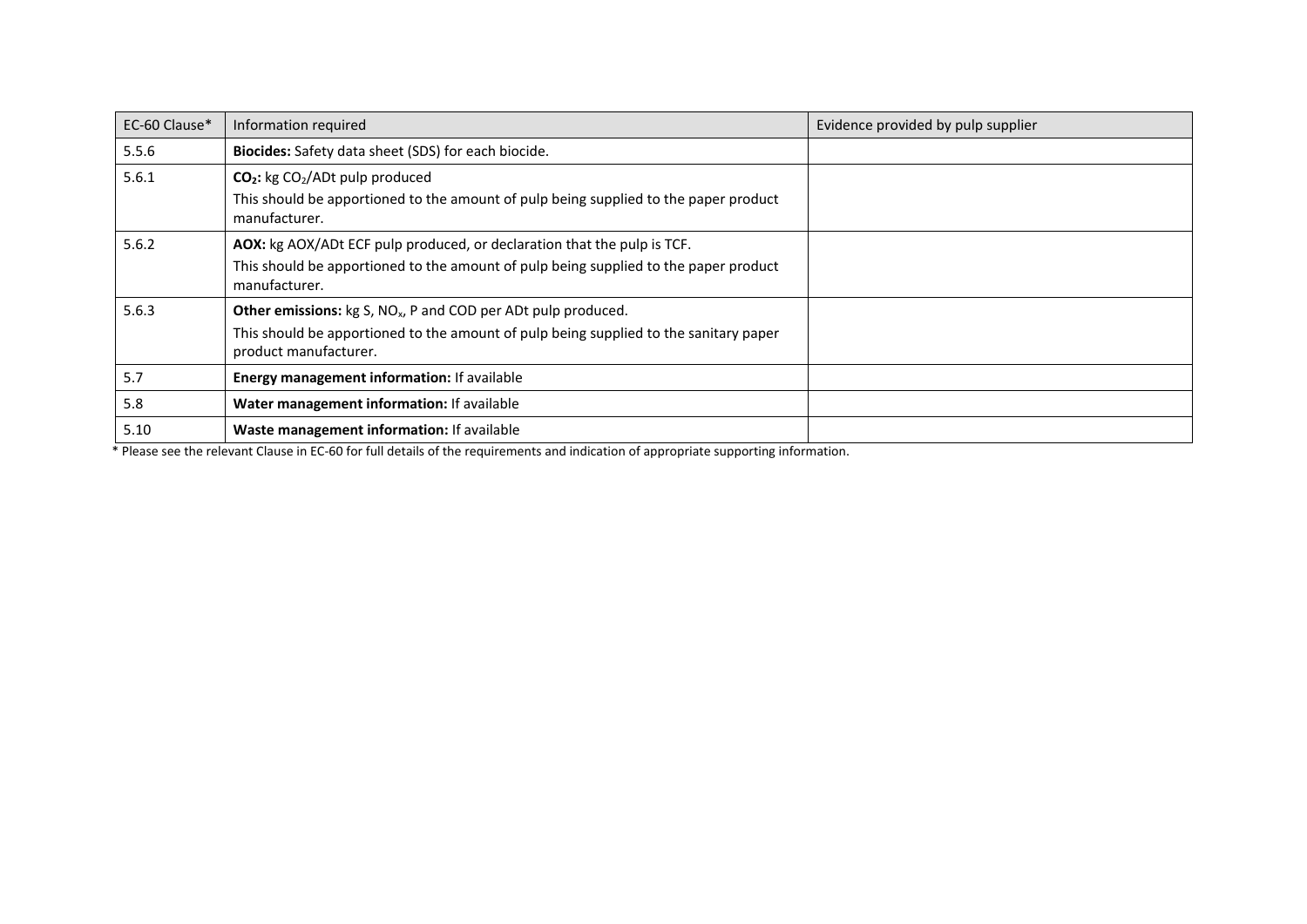| EC-60 Clause* | Information required | Evidence provided by pulp supplier |
| --- | --- | --- |
| 5.5.6 | **Biocides:** Safety data sheet (SDS) for each biocide. | |
| 5.6.1 | **$CO_2$:** kg $CO_2$/ADt pulp produced<br>This should be apportioned to the amount of pulp being supplied to the paper product manufacturer. | |
| 5.6.2 | **AOX:** kg AOX/ADt ECF pulp produced, or declaration that the pulp is TCF.<br>This should be apportioned to the amount of pulp being supplied to the paper product manufacturer. | |
| 5.6.3 | **Other emissions:** kg S, $NO_x$, P and COD per ADt pulp produced.<br>This should be apportioned to the amount of pulp being supplied to the sanitary paper product manufacturer. | |
| 5.7 | **Energy management information:** If available | |
| 5.8 | **Water management information:** If available | |
| 5.10 | **Waste management information:** If available | |

* Please see the relevant Clause in EC-60 for full details of the requirements and indication of appropriate supporting information.